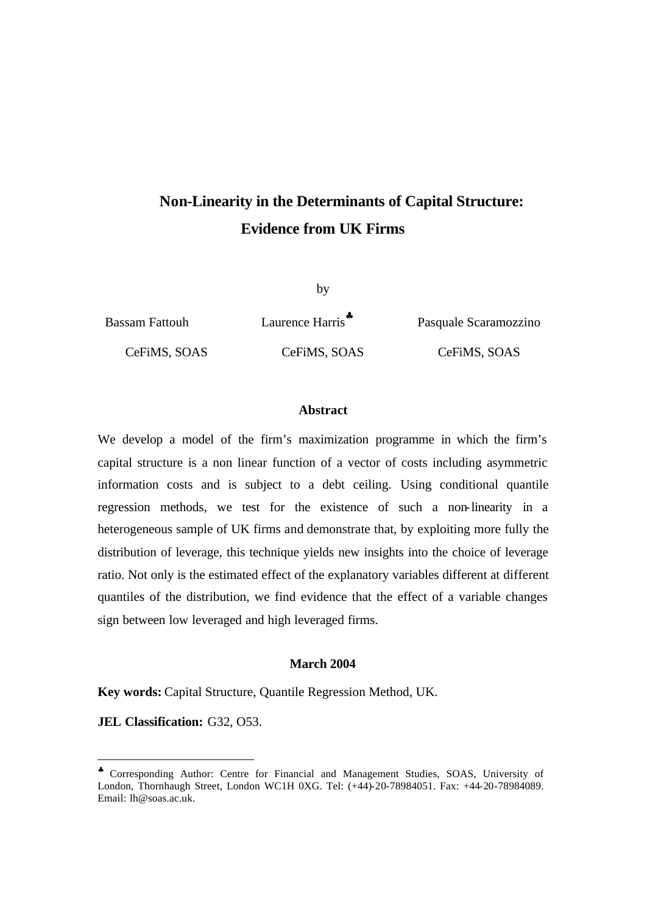# Non-Linearity in the Determinants of Capital Structure: Evidence from UK Firms

by

Bassam Fattouh — CeFiMS, SOAS

Laurence Harris[♣] — CeFiMS, SOAS

Pasquale Scaramozzino — CeFiMS, SOAS

## Abstract

We develop a model of the firm's maximization programme in which the firm's capital structure is a non linear function of a vector of costs including asymmetric information costs and is subject to a debt ceiling. Using conditional quantile regression methods, we test for the existence of such a non-linearity in a heterogeneous sample of UK firms and demonstrate that, by exploiting more fully the distribution of leverage, this technique yields new insights into the choice of leverage ratio. Not only is the estimated effect of the explanatory variables different at different quantiles of the distribution, we find evidence that the effect of a variable changes sign between low leveraged and high leveraged firms.

**March 2004**

**Key words:** Capital Structure, Quantile Regression Method, UK.

**JEL Classification:** G32, O53.

---

[♣] Corresponding Author: Centre for Financial and Management Studies, SOAS, University of London, Thornhaugh Street, London WC1H 0XG. Tel: (+44)-20-78984051. Fax: +44-20-78984089. Email: lh@soas.ac.uk.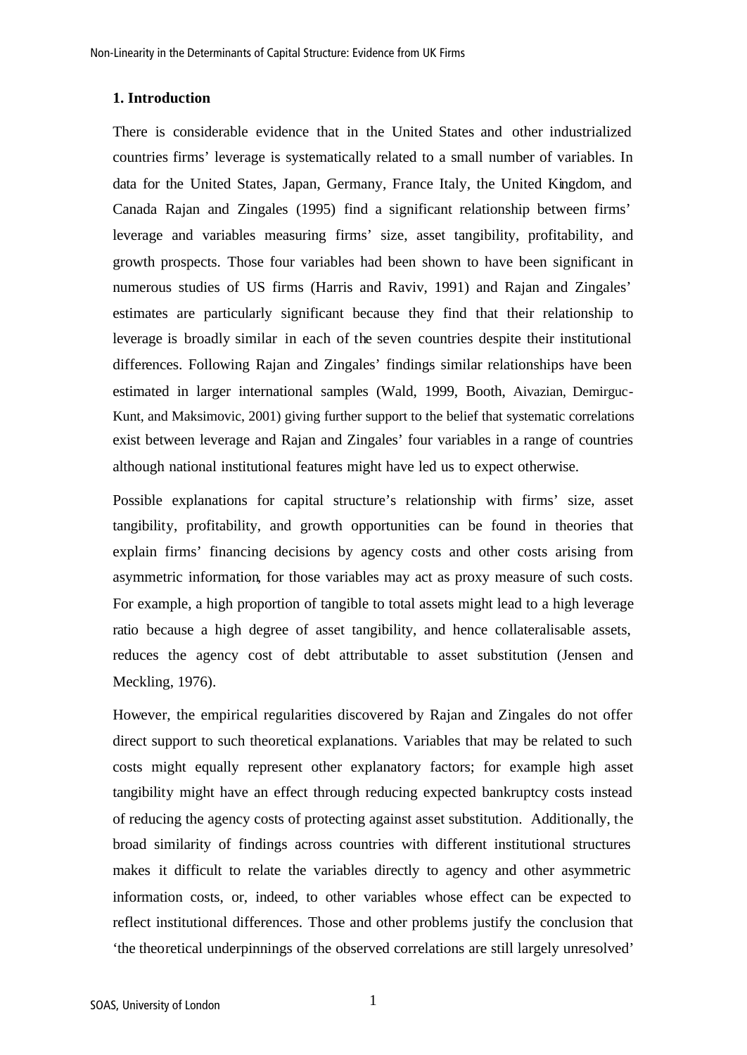## 1. Introduction

There is considerable evidence that in the United States and other industrialized countries firms' leverage is systematically related to a small number of variables. In data for the United States, Japan, Germany, France Italy, the United Kingdom, and Canada Rajan and Zingales (1995) find a significant relationship between firms' leverage and variables measuring firms' size, asset tangibility, profitability, and growth prospects. Those four variables had been shown to have been significant in numerous studies of US firms (Harris and Raviv, 1991) and Rajan and Zingales' estimates are particularly significant because they find that their relationship to leverage is broadly similar in each of the seven countries despite their institutional differences. Following Rajan and Zingales' findings similar relationships have been estimated in larger international samples (Wald, 1999, Booth, Aivazian, Demirguc-Kunt, and Maksimovic, 2001) giving further support to the belief that systematic correlations exist between leverage and Rajan and Zingales' four variables in a range of countries although national institutional features might have led us to expect otherwise.

Possible explanations for capital structure's relationship with firms' size, asset tangibility, profitability, and growth opportunities can be found in theories that explain firms' financing decisions by agency costs and other costs arising from asymmetric information, for those variables may act as proxy measure of such costs. For example, a high proportion of tangible to total assets might lead to a high leverage ratio because a high degree of asset tangibility, and hence collateralisable assets, reduces the agency cost of debt attributable to asset substitution (Jensen and Meckling, 1976).

However, the empirical regularities discovered by Rajan and Zingales do not offer direct support to such theoretical explanations. Variables that may be related to such costs might equally represent other explanatory factors; for example high asset tangibility might have an effect through reducing expected bankruptcy costs instead of reducing the agency costs of protecting against asset substitution. Additionally, the broad similarity of findings across countries with different institutional structures makes it difficult to relate the variables directly to agency and other asymmetric information costs, or, indeed, to other variables whose effect can be expected to reflect institutional differences. Those and other problems justify the conclusion that 'the theoretical underpinnings of the observed correlations are still largely unresolved'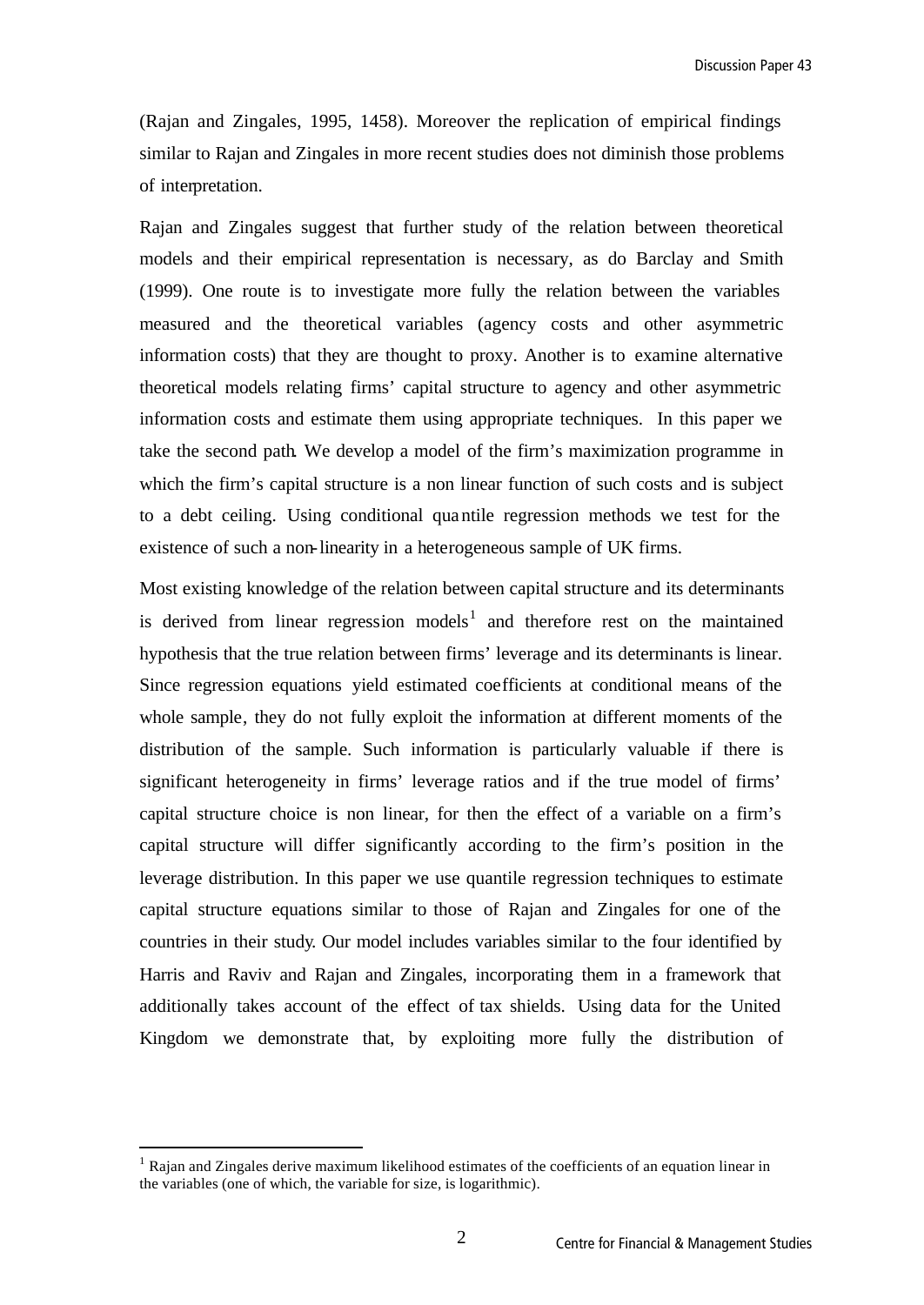(Rajan and Zingales, 1995, 1458). Moreover the replication of empirical findings similar to Rajan and Zingales in more recent studies does not diminish those problems of interpretation.

Rajan and Zingales suggest that further study of the relation between theoretical models and their empirical representation is necessary, as do Barclay and Smith (1999). One route is to investigate more fully the relation between the variables measured and the theoretical variables (agency costs and other asymmetric information costs) that they are thought to proxy. Another is to examine alternative theoretical models relating firms' capital structure to agency and other asymmetric information costs and estimate them using appropriate techniques. In this paper we take the second path. We develop a model of the firm's maximization programme in which the firm's capital structure is a non linear function of such costs and is subject to a debt ceiling. Using conditional quantile regression methods we test for the existence of such a non-linearity in a heterogeneous sample of UK firms.

Most existing knowledge of the relation between capital structure and its determinants is derived from linear regression models[1] and therefore rest on the maintained hypothesis that the true relation between firms' leverage and its determinants is linear. Since regression equations yield estimated coefficients at conditional means of the whole sample, they do not fully exploit the information at different moments of the distribution of the sample. Such information is particularly valuable if there is significant heterogeneity in firms' leverage ratios and if the true model of firms' capital structure choice is non linear, for then the effect of a variable on a firm's capital structure will differ significantly according to the firm's position in the leverage distribution. In this paper we use quantile regression techniques to estimate capital structure equations similar to those of Rajan and Zingales for one of the countries in their study. Our model includes variables similar to the four identified by Harris and Raviv and Rajan and Zingales, incorporating them in a framework that additionally takes account of the effect of tax shields. Using data for the United Kingdom we demonstrate that, by exploiting more fully the distribution of

---

[1] Rajan and Zingales derive maximum likelihood estimates of the coefficients of an equation linear in the variables (one of which, the variable for size, is logarithmic).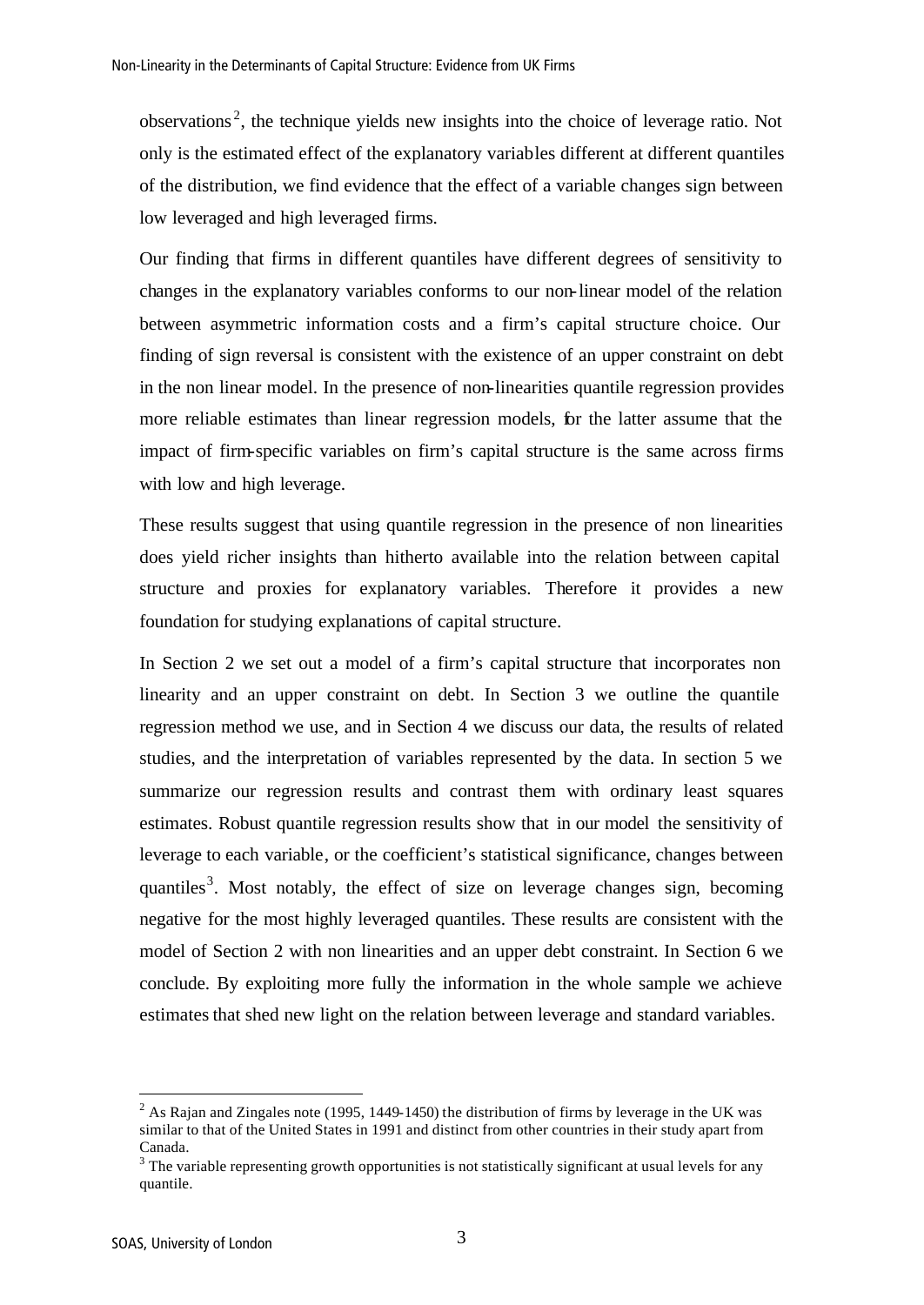observations[2], the technique yields new insights into the choice of leverage ratio. Not only is the estimated effect of the explanatory variables different at different quantiles of the distribution, we find evidence that the effect of a variable changes sign between low leveraged and high leveraged firms.

Our finding that firms in different quantiles have different degrees of sensitivity to changes in the explanatory variables conforms to our non-linear model of the relation between asymmetric information costs and a firm's capital structure choice. Our finding of sign reversal is consistent with the existence of an upper constraint on debt in the non linear model. In the presence of non-linearities quantile regression provides more reliable estimates than linear regression models, for the latter assume that the impact of firm-specific variables on firm's capital structure is the same across firms with low and high leverage.

These results suggest that using quantile regression in the presence of non linearities does yield richer insights than hitherto available into the relation between capital structure and proxies for explanatory variables. Therefore it provides a new foundation for studying explanations of capital structure.

In Section 2 we set out a model of a firm's capital structure that incorporates non linearity and an upper constraint on debt. In Section 3 we outline the quantile regression method we use, and in Section 4 we discuss our data, the results of related studies, and the interpretation of variables represented by the data. In section 5 we summarize our regression results and contrast them with ordinary least squares estimates. Robust quantile regression results show that in our model the sensitivity of leverage to each variable, or the coefficient's statistical significance, changes between quantiles[3]. Most notably, the effect of size on leverage changes sign, becoming negative for the most highly leveraged quantiles. These results are consistent with the model of Section 2 with non linearities and an upper debt constraint. In Section 6 we conclude. By exploiting more fully the information in the whole sample we achieve estimates that shed new light on the relation between leverage and standard variables.

---

[2] As Rajan and Zingales note (1995, 1449-1450) the distribution of firms by leverage in the UK was similar to that of the United States in 1991 and distinct from other countries in their study apart from Canada.

[3] The variable representing growth opportunities is not statistically significant at usual levels for any quantile.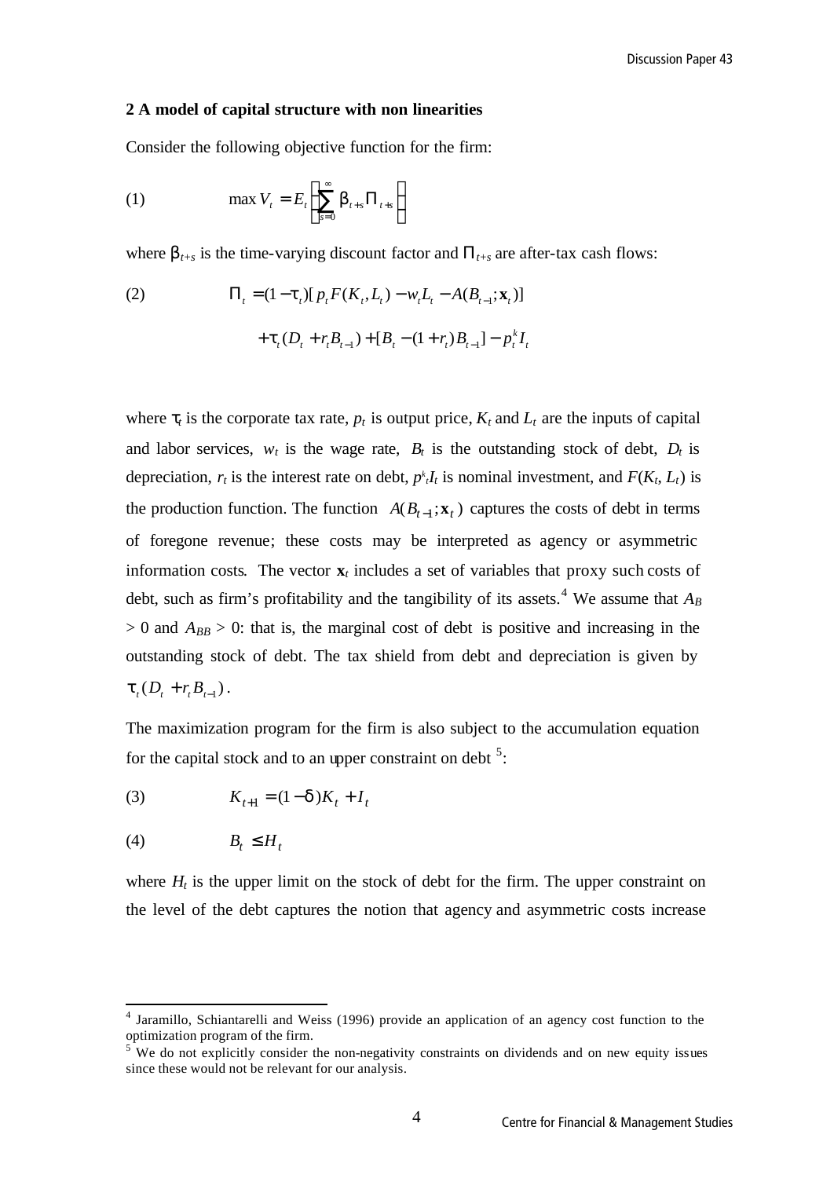## 2 A model of capital structure with non linearities

Consider the following objective function for the firm:

$$\text{(1)} \qquad \max V_t = E_t \left[ \sum_{s=0}^{\infty} \beta_{t+s} \Pi_{t+s} \right]$$

where $\beta_{t+s}$ is the time-varying discount factor and $\Pi_{t+s}$ are after-tax cash flows:

$$\text{(2)} \qquad \Pi_t = (1-\tau_t)[p_t F(K_t, L_t) - w_t L_t - A(B_{t-1}; \mathbf{x}_t)]$$

$$+ \tau_t (D_t + r_t B_{t-1}) + [B_t - (1+r_t) B_{t-1}] - p_t^k I_t$$

where $\tau_t$ is the corporate tax rate, $p_t$ is output price, $K_t$ and $L_t$ are the inputs of capital and labor services, $w_t$ is the wage rate, $B_t$ is the outstanding stock of debt, $D_t$ is depreciation, $r_t$ is the interest rate on debt, $p^k_t I_t$ is nominal investment, and $F(K_t, L_t)$ is the production function. The function $A(B_{t-1}; \mathbf{x}_t)$ captures the costs of debt in terms of foregone revenue; these costs may be interpreted as agency or asymmetric information costs. The vector $\mathbf{x}_t$ includes a set of variables that proxy such costs of debt, such as firm's profitability and the tangibility of its assets.[4] We assume that $A_B > 0$ and $A_{BB} > 0$: that is, the marginal cost of debt is positive and increasing in the outstanding stock of debt. The tax shield from debt and depreciation is given by $\tau_t (D_t + r_t B_{t-1})$.

The maximization program for the firm is also subject to the accumulation equation for the capital stock and to an upper constraint on debt [5]:

$$\text{(3)} \qquad K_{t+1} = (1-\delta) K_t + I_t$$

$$\text{(4)} \qquad B_t \leq H_t$$

where $H_t$ is the upper limit on the stock of debt for the firm. The upper constraint on the level of the debt captures the notion that agency and asymmetric costs increase

[4] Jaramillo, Schiantarelli and Weiss (1996) provide an application of an agency cost function to the optimization program of the firm.

[5] We do not explicitly consider the non-negativity constraints on dividends and on new equity issues since these would not be relevant for our analysis.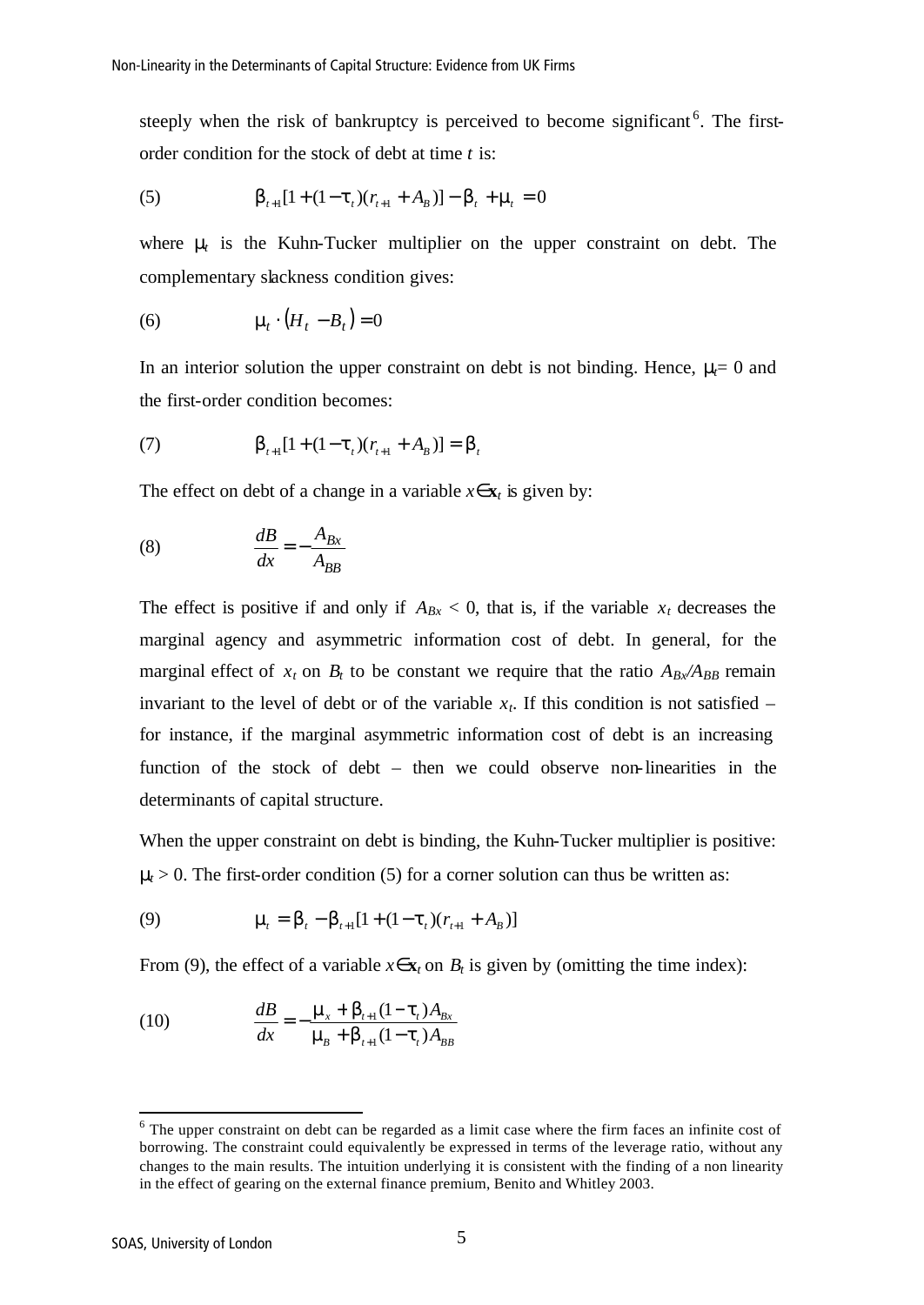steeply when the risk of bankruptcy is perceived to become significant[6]. The first-order condition for the stock of debt at time $t$ is:

$$\beta_{t+1}[1+(1-\tau_t)(r_{t+1}+A_B)]-\beta_t+\mu_t=0 \tag{5}$$

where $\mu_t$ is the Kuhn-Tucker multiplier on the upper constraint on debt. The complementary slackness condition gives:

$$\mu_t \cdot (H_t - B_t) = 0 \tag{6}$$

In an interior solution the upper constraint on debt is not binding. Hence, $\mu_t = 0$ and the first-order condition becomes:

$$\beta_{t+1}[1+(1-\tau_t)(r_{t+1}+A_B)]=\beta_t \tag{7}$$

The effect on debt of a change in a variable $x \in \mathbf{x}_t$ is given by:

$$\frac{dB}{dx}=-\frac{A_{Bx}}{A_{BB}} \tag{8}$$

The effect is positive if and only if $A_{Bx} < 0$, that is, if the variable $x_t$ decreases the marginal agency and asymmetric information cost of debt. In general, for the marginal effect of $x_t$ on $B_t$ to be constant we require that the ratio $A_{Bx}/A_{BB}$ remain invariant to the level of debt or of the variable $x_t$. If this condition is not satisfied – for instance, if the marginal asymmetric information cost of debt is an increasing function of the stock of debt – then we could observe non-linearities in the determinants of capital structure.

When the upper constraint on debt is binding, the Kuhn-Tucker multiplier is positive: $\mu_t > 0$. The first-order condition (5) for a corner solution can thus be written as:

$$\mu_t=\beta_t-\beta_{t+1}[1+(1-\tau_t)(r_{t+1}+A_B)] \tag{9}$$

From (9), the effect of a variable $x \in \mathbf{x}_t$ on $B_t$ is given by (omitting the time index):

$$\frac{dB}{dx}=-\frac{\mu_x+\beta_{t+1}(1-\tau_t)A_{Bx}}{\mu_B+\beta_{t+1}(1-\tau_t)A_{BB}} \tag{10}$$

---

[6] The upper constraint on debt can be regarded as a limit case where the firm faces an infinite cost of borrowing. The constraint could equivalently be expressed in terms of the leverage ratio, without any changes to the main results. The intuition underlying it is consistent with the finding of a non linearity in the effect of gearing on the external finance premium, Benito and Whitley 2003.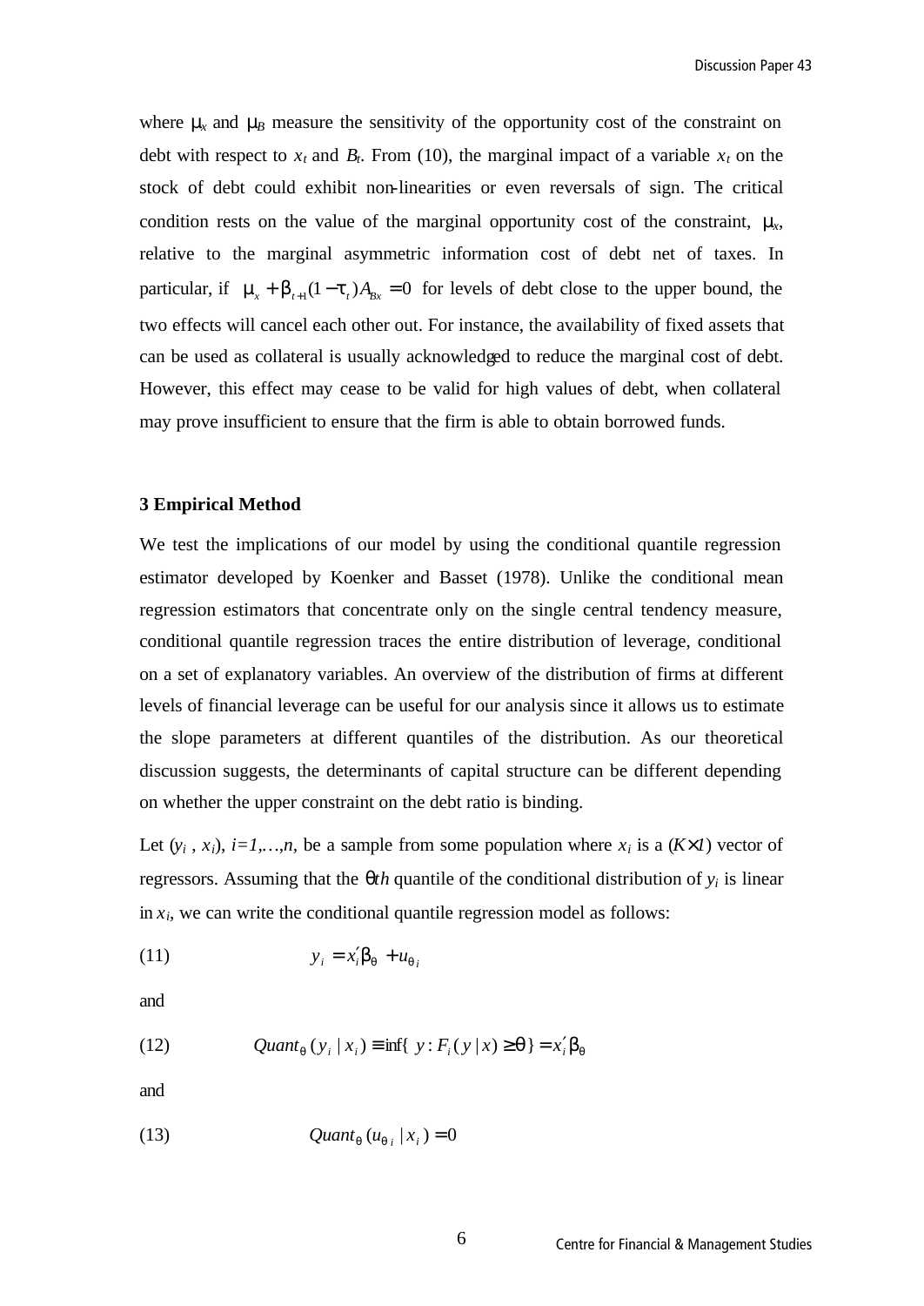where $\mu_x$ and $\mu_B$ measure the sensitivity of the opportunity cost of the constraint on debt with respect to $x_t$ and $B_t$. From (10), the marginal impact of a variable $x_t$ on the stock of debt could exhibit non-linearities or even reversals of sign. The critical condition rests on the value of the marginal opportunity cost of the constraint, $\mu_x$, relative to the marginal asymmetric information cost of debt net of taxes. In particular, if $\mu_x + \beta_{t+1}(1-\tau_t)A_{Bx} = 0$ for levels of debt close to the upper bound, the two effects will cancel each other out. For instance, the availability of fixed assets that can be used as collateral is usually acknowledged to reduce the marginal cost of debt. However, this effect may cease to be valid for high values of debt, when collateral may prove insufficient to ensure that the firm is able to obtain borrowed funds.

## 3 Empirical Method

We test the implications of our model by using the conditional quantile regression estimator developed by Koenker and Basset (1978). Unlike the conditional mean regression estimators that concentrate only on the single central tendency measure, conditional quantile regression traces the entire distribution of leverage, conditional on a set of explanatory variables. An overview of the distribution of firms at different levels of financial leverage can be useful for our analysis since it allows us to estimate the slope parameters at different quantiles of the distribution. As our theoretical discussion suggests, the determinants of capital structure can be different depending on whether the upper constraint on the debt ratio is binding.

Let $(y_i, x_i)$, $i=1,\ldots,n$, be a sample from some population where $x_i$ is a $(K\times 1)$ vector of regressors. Assuming that the $\theta th$ quantile of the conditional distribution of $y_i$ is linear in $x_i$, we can write the conditional quantile regression model as follows:

(11) $$y_i = x_i'\beta_\theta + u_{\theta i}$$

and

(12) $$Quant_\theta(y_i \mid x_i) \equiv \inf\{y : F_i(y \mid x) \geq \theta\} = x_i'\beta_\theta$$

and

(13) $$Quant_\theta(u_{\theta i} \mid x_i) = 0$$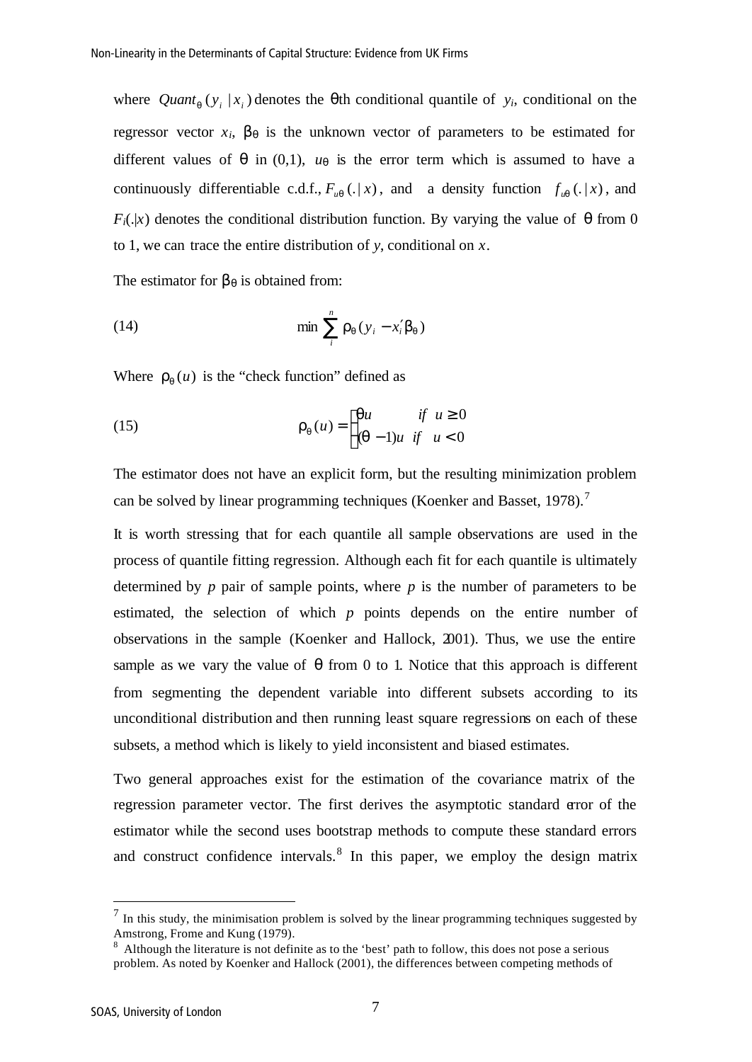where $Quant_{\theta}(y_i \mid x_i)$ denotes the θth conditional quantile of $y_i$, conditional on the regressor vector $x_i$, $\beta_{\theta}$ is the unknown vector of parameters to be estimated for different values of θ in (0,1), $u_{\theta}$ is the error term which is assumed to have a continuously differentiable c.d.f., $F_{u\theta}(.\mid x)$, and a density function $f_{u\theta}(.\mid x)$, and $F_i(.|x)$ denotes the conditional distribution function. By varying the value of θ from 0 to 1, we can trace the entire distribution of $y$, conditional on $x$.

The estimator for $\beta_{\theta}$ is obtained from:

$$\min \sum_{i}^{n} \rho_{\theta}(y_i - x_i' \beta_{\theta}) \tag{14}$$

Where $\rho_{\theta}(u)$ is the "check function" defined as

$$\rho_{\theta}(u) = \begin{cases} \theta u & if \quad u \geq 0 \\ (\theta - 1)u & if \quad u < 0 \end{cases} \tag{15}$$

The estimator does not have an explicit form, but the resulting minimization problem can be solved by linear programming techniques (Koenker and Basset, 1978).[7]

It is worth stressing that for each quantile all sample observations are used in the process of quantile fitting regression. Although each fit for each quantile is ultimately determined by $p$ pair of sample points, where $p$ is the number of parameters to be estimated, the selection of which $p$ points depends on the entire number of observations in the sample (Koenker and Hallock, 2001). Thus, we use the entire sample as we vary the value of θ from 0 to 1. Notice that this approach is different from segmenting the dependent variable into different subsets according to its unconditional distribution and then running least square regressions on each of these subsets, a method which is likely to yield inconsistent and biased estimates.

Two general approaches exist for the estimation of the covariance matrix of the regression parameter vector. The first derives the asymptotic standard error of the estimator while the second uses bootstrap methods to compute these standard errors and construct confidence intervals.[8] In this paper, we employ the design matrix

---

[7] In this study, the minimisation problem is solved by the linear programming techniques suggested by Amstrong, Frome and Kung (1979).

[8] Although the literature is not definite as to the 'best' path to follow, this does not pose a serious problem. As noted by Koenker and Hallock (2001), the differences between competing methods of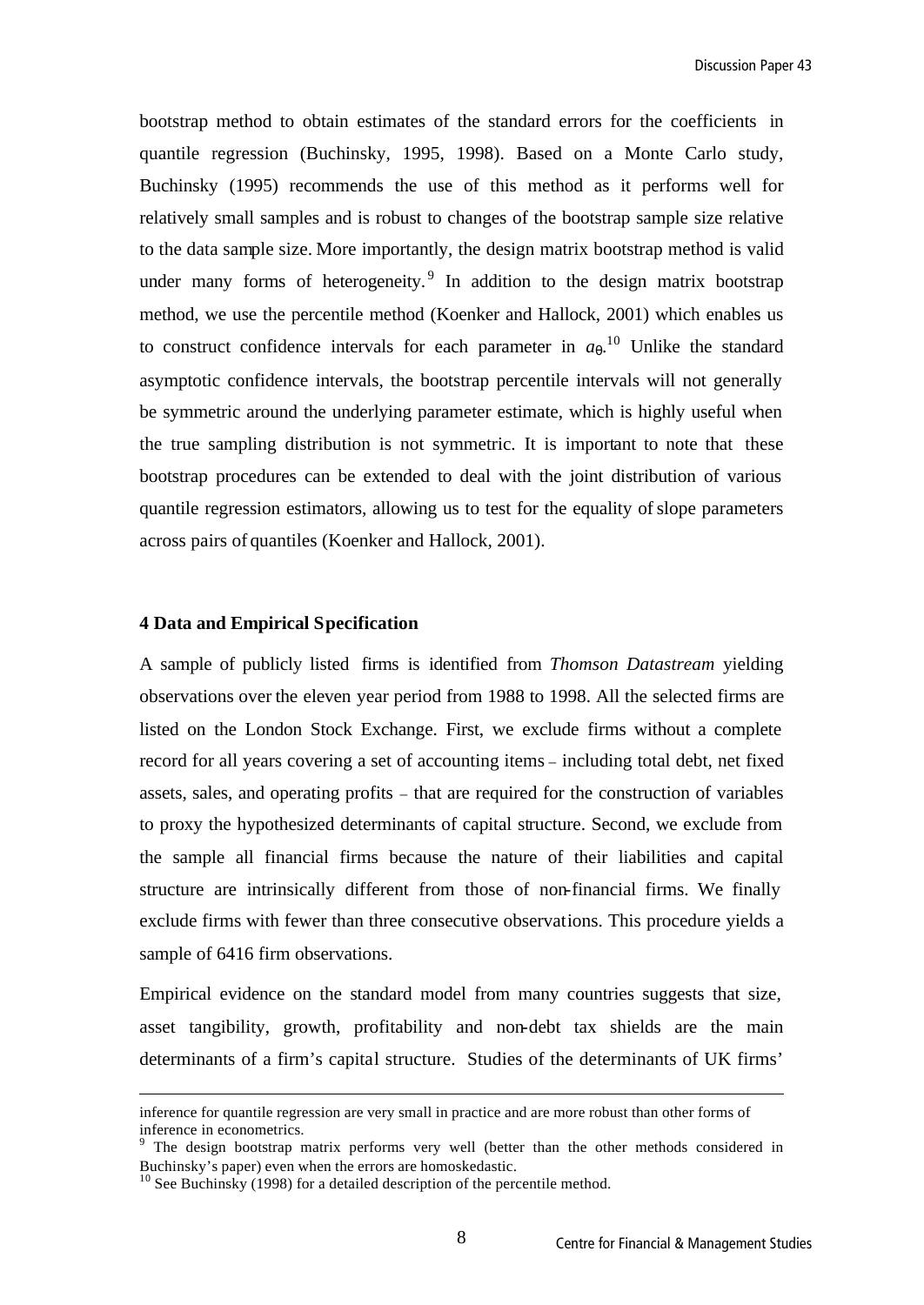bootstrap method to obtain estimates of the standard errors for the coefficients in quantile regression (Buchinsky, 1995, 1998). Based on a Monte Carlo study, Buchinsky (1995) recommends the use of this method as it performs well for relatively small samples and is robust to changes of the bootstrap sample size relative to the data sample size. More importantly, the design matrix bootstrap method is valid under many forms of heterogeneity.[9] In addition to the design matrix bootstrap method, we use the percentile method (Koenker and Hallock, 2001) which enables us to construct confidence intervals for each parameter in $a_\theta$.[10] Unlike the standard asymptotic confidence intervals, the bootstrap percentile intervals will not generally be symmetric around the underlying parameter estimate, which is highly useful when the true sampling distribution is not symmetric. It is important to note that these bootstrap procedures can be extended to deal with the joint distribution of various quantile regression estimators, allowing us to test for the equality of slope parameters across pairs of quantiles (Koenker and Hallock, 2001).

## 4 Data and Empirical Specification

A sample of publicly listed firms is identified from *Thomson Datastream* yielding observations over the eleven year period from 1988 to 1998. All the selected firms are listed on the London Stock Exchange. First, we exclude firms without a complete record for all years covering a set of accounting items – including total debt, net fixed assets, sales, and operating profits – that are required for the construction of variables to proxy the hypothesized determinants of capital structure. Second, we exclude from the sample all financial firms because the nature of their liabilities and capital structure are intrinsically different from those of non-financial firms. We finally exclude firms with fewer than three consecutive observations. This procedure yields a sample of 6416 firm observations.

Empirical evidence on the standard model from many countries suggests that size, asset tangibility, growth, profitability and non-debt tax shields are the main determinants of a firm's capital structure. Studies of the determinants of UK firms'

---

inference for quantile regression are very small in practice and are more robust than other forms of inference in econometrics.

[9] The design bootstrap matrix performs very well (better than the other methods considered in Buchinsky's paper) even when the errors are homoskedastic.

[10] See Buchinsky (1998) for a detailed description of the percentile method.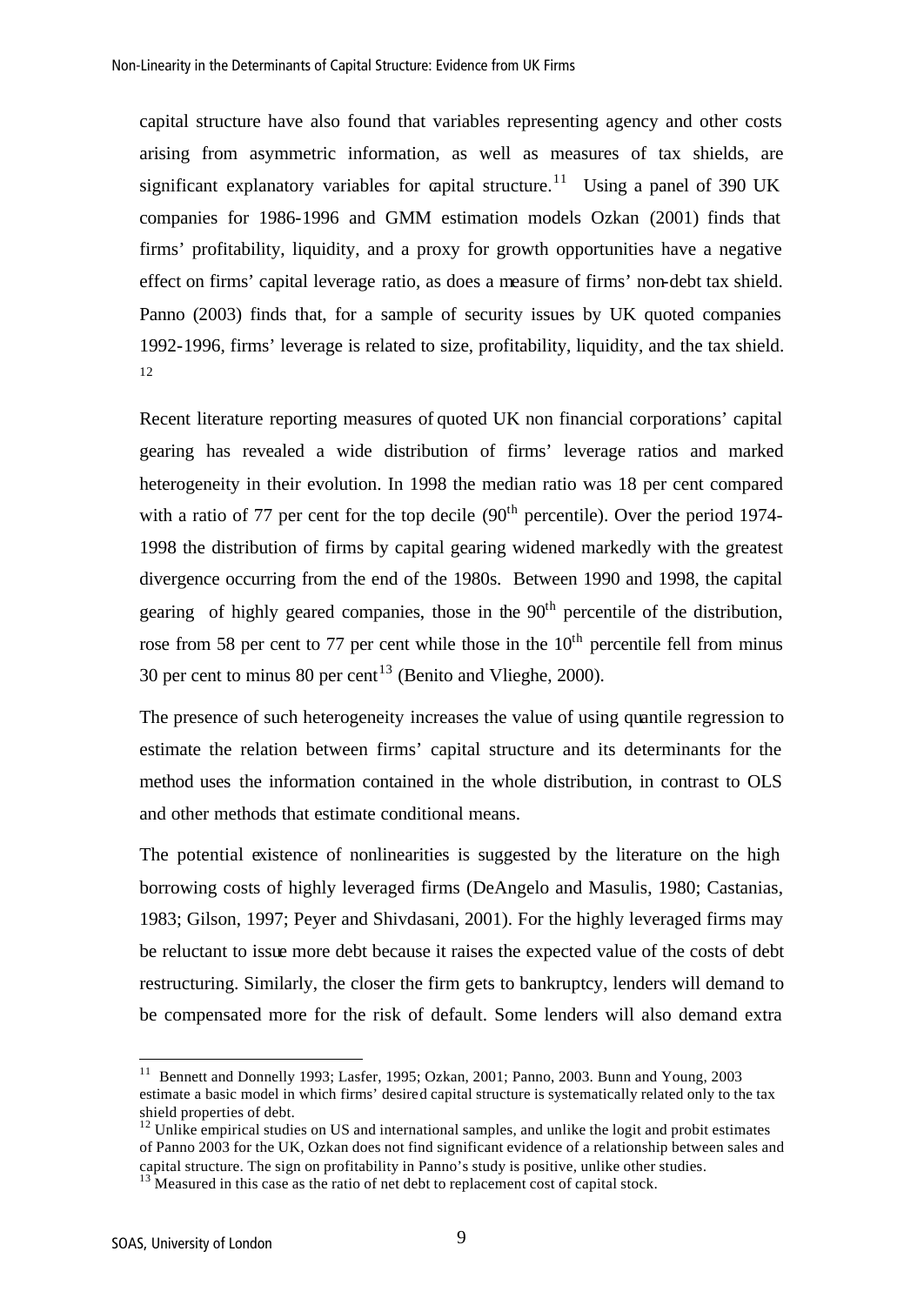capital structure have also found that variables representing agency and other costs arising from asymmetric information, as well as measures of tax shields, are significant explanatory variables for capital structure.[11] Using a panel of 390 UK companies for 1986-1996 and GMM estimation models Ozkan (2001) finds that firms' profitability, liquidity, and a proxy for growth opportunities have a negative effect on firms' capital leverage ratio, as does a measure of firms' non-debt tax shield. Panno (2003) finds that, for a sample of security issues by UK quoted companies 1992-1996, firms' leverage is related to size, profitability, liquidity, and the tax shield.[12]

Recent literature reporting measures of quoted UK non financial corporations' capital gearing has revealed a wide distribution of firms' leverage ratios and marked heterogeneity in their evolution. In 1998 the median ratio was 18 per cent compared with a ratio of 77 per cent for the top decile (90th percentile). Over the period 1974-1998 the distribution of firms by capital gearing widened markedly with the greatest divergence occurring from the end of the 1980s. Between 1990 and 1998, the capital gearing of highly geared companies, those in the 90th percentile of the distribution, rose from 58 per cent to 77 per cent while those in the 10th percentile fell from minus 30 per cent to minus 80 per cent[13] (Benito and Vlieghe, 2000).

The presence of such heterogeneity increases the value of using quantile regression to estimate the relation between firms' capital structure and its determinants for the method uses the information contained in the whole distribution, in contrast to OLS and other methods that estimate conditional means.

The potential existence of nonlinearities is suggested by the literature on the high borrowing costs of highly leveraged firms (DeAngelo and Masulis, 1980; Castanias, 1983; Gilson, 1997; Peyer and Shivdasani, 2001). For the highly leveraged firms may be reluctant to issue more debt because it raises the expected value of the costs of debt restructuring. Similarly, the closer the firm gets to bankruptcy, lenders will demand to be compensated more for the risk of default. Some lenders will also demand extra

---

[11] Bennett and Donnelly 1993; Lasfer, 1995; Ozkan, 2001; Panno, 2003. Bunn and Young, 2003 estimate a basic model in which firms' desired capital structure is systematically related only to the tax shield properties of debt.

[12] Unlike empirical studies on US and international samples, and unlike the logit and probit estimates of Panno 2003 for the UK, Ozkan does not find significant evidence of a relationship between sales and capital structure. The sign on profitability in Panno's study is positive, unlike other studies.

[13] Measured in this case as the ratio of net debt to replacement cost of capital stock.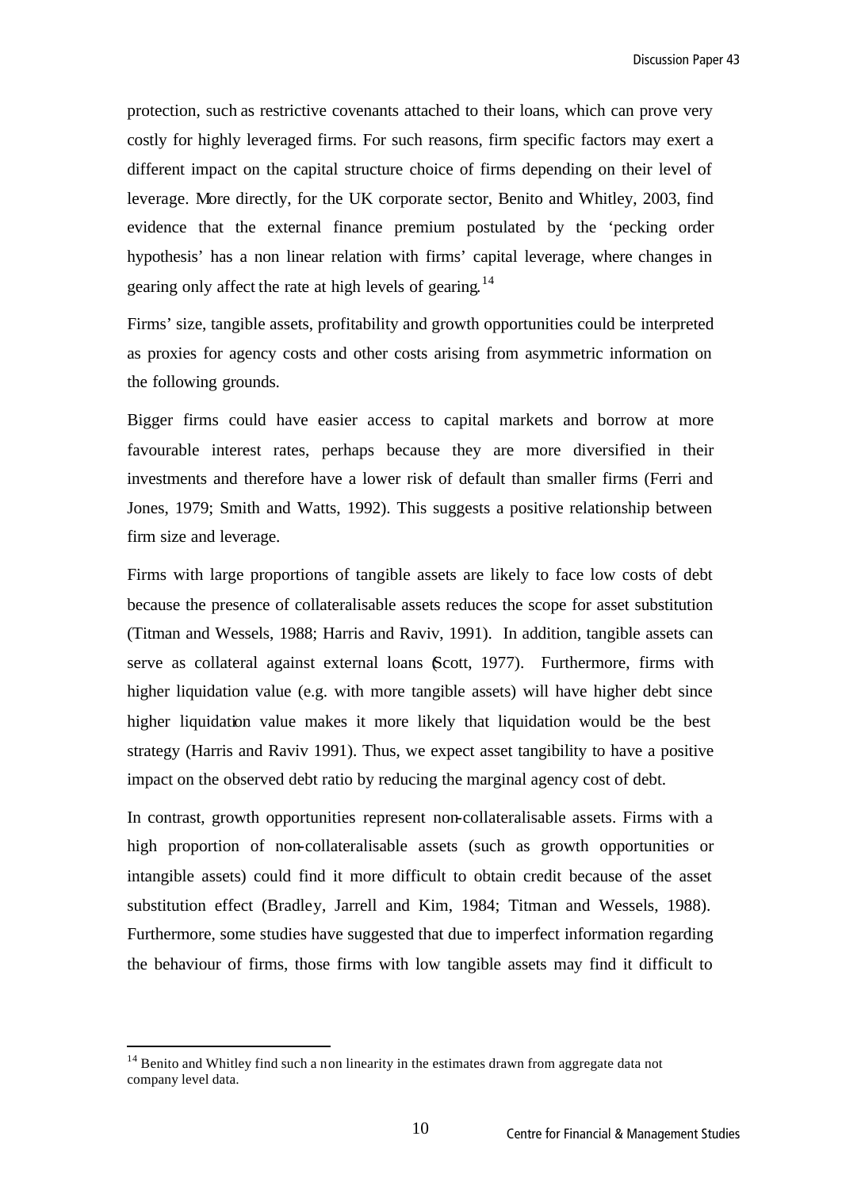protection, such as restrictive covenants attached to their loans, which can prove very costly for highly leveraged firms. For such reasons, firm specific factors may exert a different impact on the capital structure choice of firms depending on their level of leverage. More directly, for the UK corporate sector, Benito and Whitley, 2003, find evidence that the external finance premium postulated by the 'pecking order hypothesis' has a non linear relation with firms' capital leverage, where changes in gearing only affect the rate at high levels of gearing.[14]

Firms' size, tangible assets, profitability and growth opportunities could be interpreted as proxies for agency costs and other costs arising from asymmetric information on the following grounds.

Bigger firms could have easier access to capital markets and borrow at more favourable interest rates, perhaps because they are more diversified in their investments and therefore have a lower risk of default than smaller firms (Ferri and Jones, 1979; Smith and Watts, 1992). This suggests a positive relationship between firm size and leverage.

Firms with large proportions of tangible assets are likely to face low costs of debt because the presence of collateralisable assets reduces the scope for asset substitution (Titman and Wessels, 1988; Harris and Raviv, 1991). In addition, tangible assets can serve as collateral against external loans (Scott, 1977). Furthermore, firms with higher liquidation value (e.g. with more tangible assets) will have higher debt since higher liquidation value makes it more likely that liquidation would be the best strategy (Harris and Raviv 1991). Thus, we expect asset tangibility to have a positive impact on the observed debt ratio by reducing the marginal agency cost of debt.

In contrast, growth opportunities represent non-collateralisable assets. Firms with a high proportion of non-collateralisable assets (such as growth opportunities or intangible assets) could find it more difficult to obtain credit because of the asset substitution effect (Bradley, Jarrell and Kim, 1984; Titman and Wessels, 1988). Furthermore, some studies have suggested that due to imperfect information regarding the behaviour of firms, those firms with low tangible assets may find it difficult to

[14] Benito and Whitley find such a non linearity in the estimates drawn from aggregate data not company level data.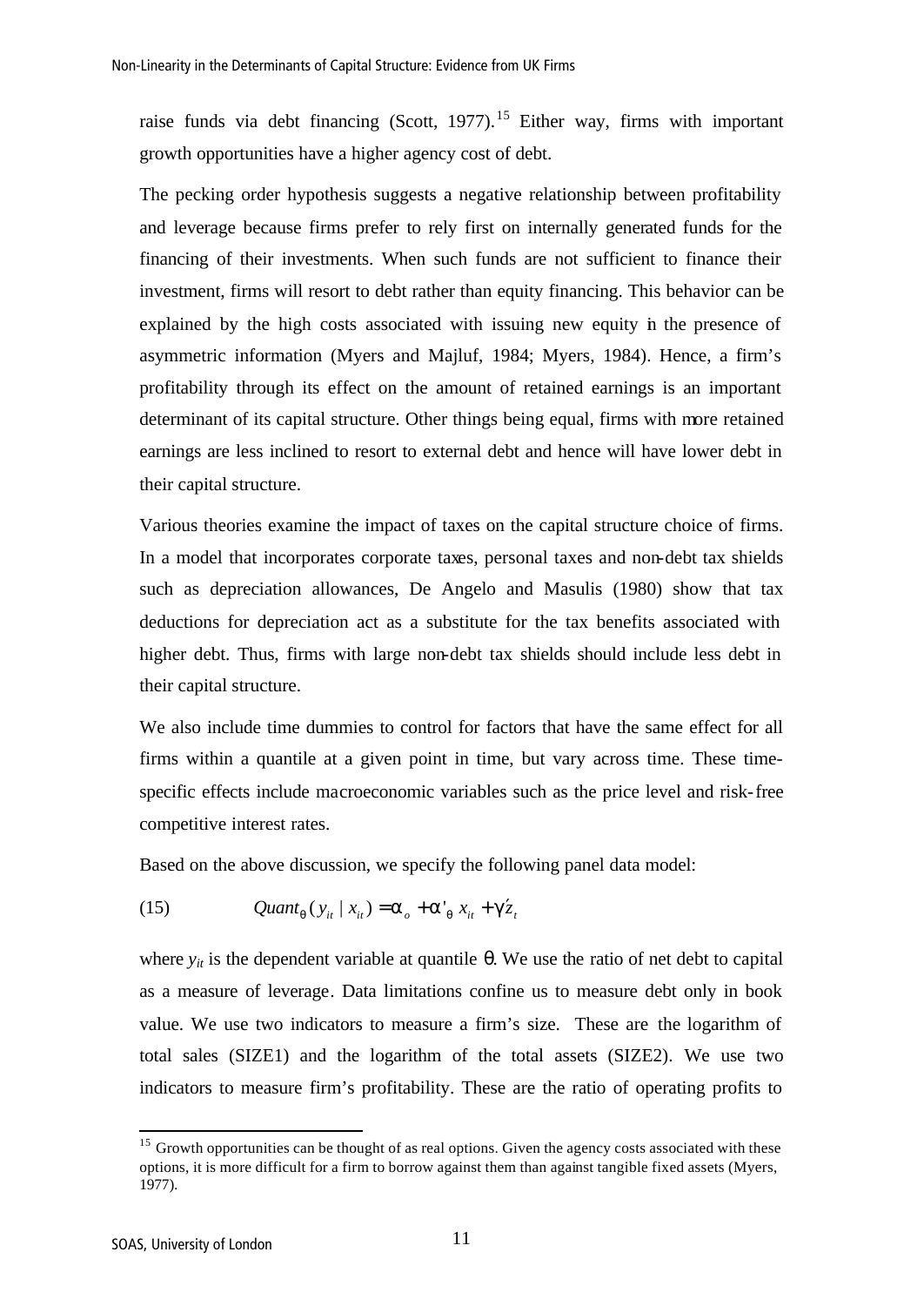raise funds via debt financing (Scott, 1977).[15] Either way, firms with important growth opportunities have a higher agency cost of debt.

The pecking order hypothesis suggests a negative relationship between profitability and leverage because firms prefer to rely first on internally generated funds for the financing of their investments. When such funds are not sufficient to finance their investment, firms will resort to debt rather than equity financing. This behavior can be explained by the high costs associated with issuing new equity in the presence of asymmetric information (Myers and Majluf, 1984; Myers, 1984). Hence, a firm's profitability through its effect on the amount of retained earnings is an important determinant of its capital structure. Other things being equal, firms with more retained earnings are less inclined to resort to external debt and hence will have lower debt in their capital structure.

Various theories examine the impact of taxes on the capital structure choice of firms. In a model that incorporates corporate taxes, personal taxes and non-debt tax shields such as depreciation allowances, De Angelo and Masulis (1980) show that tax deductions for depreciation act as a substitute for the tax benefits associated with higher debt. Thus, firms with large non-debt tax shields should include less debt in their capital structure.

We also include time dummies to control for factors that have the same effect for all firms within a quantile at a given point in time, but vary across time. These time-specific effects include macroeconomic variables such as the price level and risk-free competitive interest rates.

Based on the above discussion, we specify the following panel data model:

$$Quant_{\theta}(y_{it} \mid x_{it}) = \alpha_{o} + \alpha'_{\theta} x_{it} + \gamma' z_{t} \tag{15}$$

where $y_{it}$ is the dependent variable at quantile $\theta$. We use the ratio of net debt to capital as a measure of leverage. Data limitations confine us to measure debt only in book value. We use two indicators to measure a firm's size. These are the logarithm of total sales (SIZE1) and the logarithm of the total assets (SIZE2). We use two indicators to measure firm's profitability. These are the ratio of operating profits to

[15] Growth opportunities can be thought of as real options. Given the agency costs associated with these options, it is more difficult for a firm to borrow against them than against tangible fixed assets (Myers, 1977).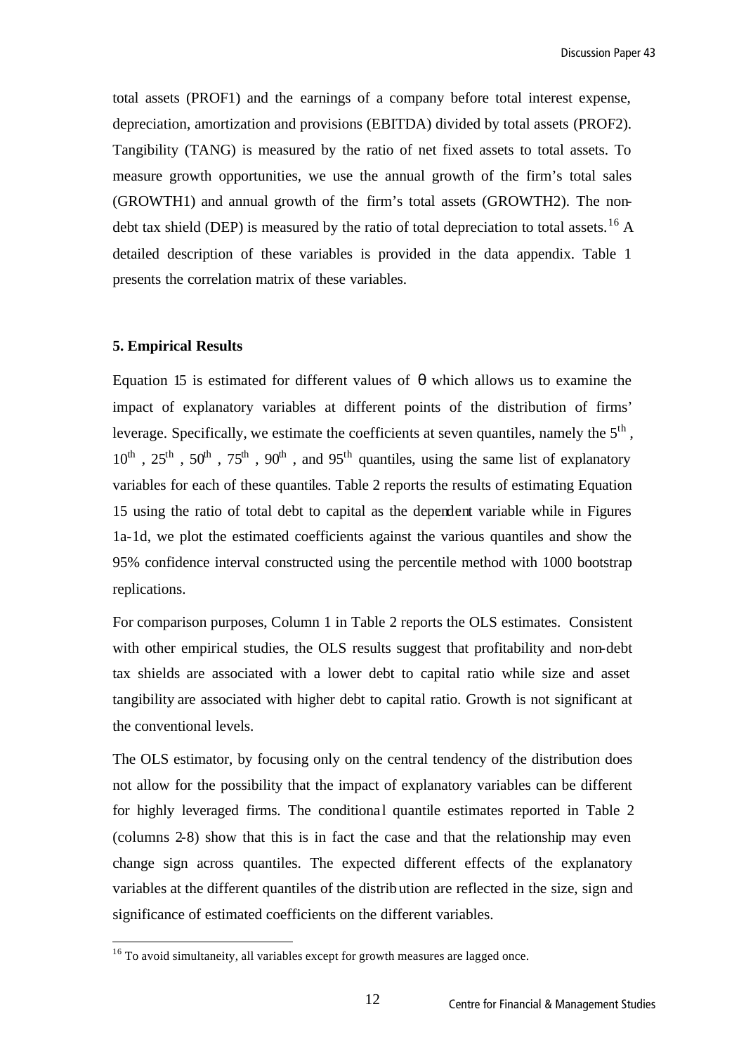total assets (PROF1) and the earnings of a company before total interest expense, depreciation, amortization and provisions (EBITDA) divided by total assets (PROF2). Tangibility (TANG) is measured by the ratio of net fixed assets to total assets. To measure growth opportunities, we use the annual growth of the firm's total sales (GROWTH1) and annual growth of the firm's total assets (GROWTH2). The non-debt tax shield (DEP) is measured by the ratio of total depreciation to total assets.[16] A detailed description of these variables is provided in the data appendix. Table 1 presents the correlation matrix of these variables.

## 5. Empirical Results

Equation 15 is estimated for different values of $\theta$ which allows us to examine the impact of explanatory variables at different points of the distribution of firms' leverage. Specifically, we estimate the coefficients at seven quantiles, namely the $5^{th}$, $10^{th}$, $25^{th}$, $50^{th}$, $75^{th}$, $90^{th}$, and $95^{th}$ quantiles, using the same list of explanatory variables for each of these quantiles. Table 2 reports the results of estimating Equation 15 using the ratio of total debt to capital as the dependent variable while in Figures 1a-1d, we plot the estimated coefficients against the various quantiles and show the 95% confidence interval constructed using the percentile method with 1000 bootstrap replications.

For comparison purposes, Column 1 in Table 2 reports the OLS estimates. Consistent with other empirical studies, the OLS results suggest that profitability and non-debt tax shields are associated with a lower debt to capital ratio while size and asset tangibility are associated with higher debt to capital ratio. Growth is not significant at the conventional levels.

The OLS estimator, by focusing only on the central tendency of the distribution does not allow for the possibility that the impact of explanatory variables can be different for highly leveraged firms. The conditional quantile estimates reported in Table 2 (columns 2-8) show that this is in fact the case and that the relationship may even change sign across quantiles. The expected different effects of the explanatory variables at the different quantiles of the distribution are reflected in the size, sign and significance of estimated coefficients on the different variables.

[16] To avoid simultaneity, all variables except for growth measures are lagged once.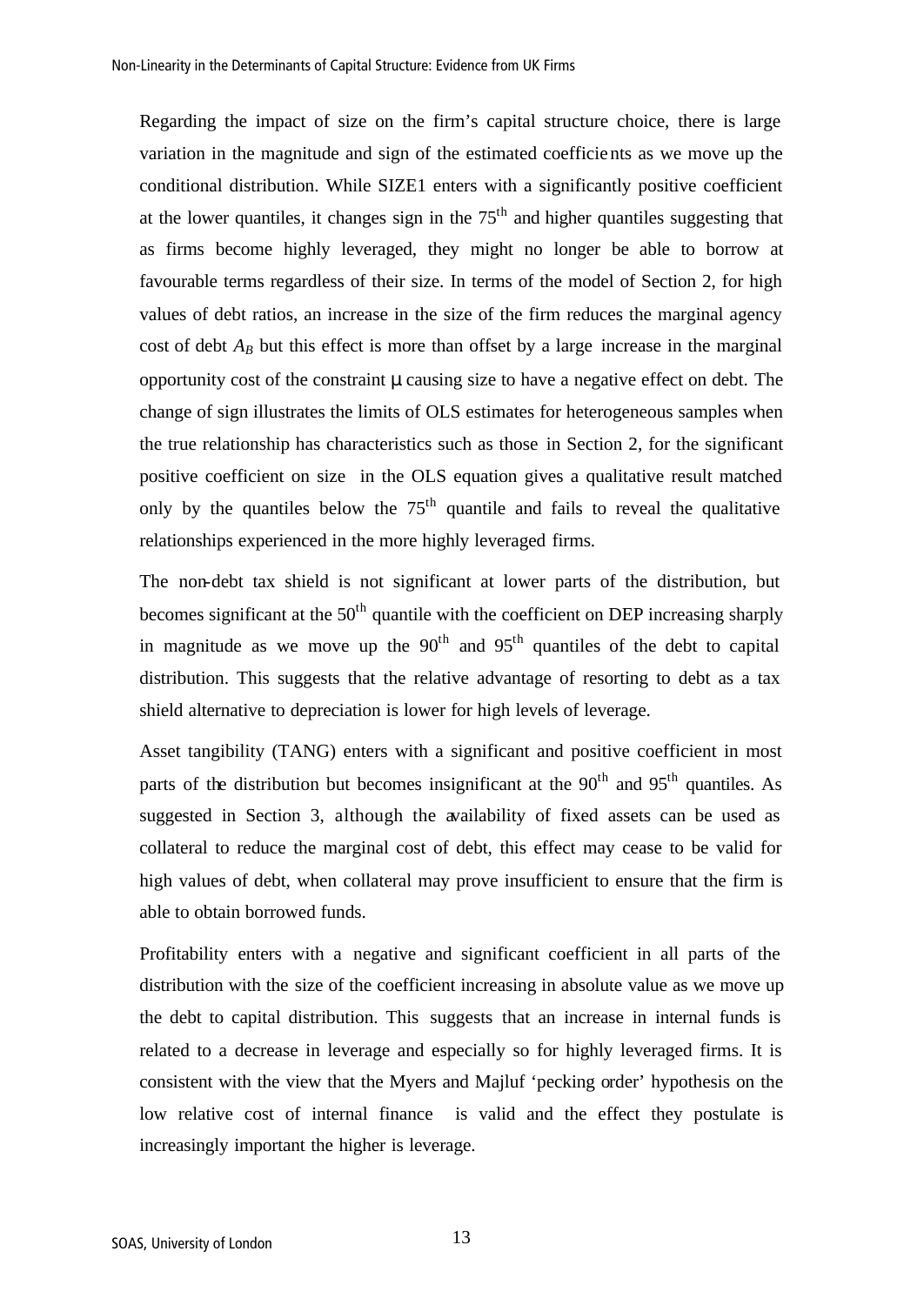Regarding the impact of size on the firm's capital structure choice, there is large variation in the magnitude and sign of the estimated coefficients as we move up the conditional distribution. While SIZE1 enters with a significantly positive coefficient at the lower quantiles, it changes sign in the 75th and higher quantiles suggesting that as firms become highly leveraged, they might no longer be able to borrow at favourable terms regardless of their size. In terms of the model of Section 2, for high values of debt ratios, an increase in the size of the firm reduces the marginal agency cost of debt $A_B$ but this effect is more than offset by a large increase in the marginal opportunity cost of the constraint $\mu$ causing size to have a negative effect on debt. The change of sign illustrates the limits of OLS estimates for heterogeneous samples when the true relationship has characteristics such as those in Section 2, for the significant positive coefficient on size in the OLS equation gives a qualitative result matched only by the quantiles below the 75th quantile and fails to reveal the qualitative relationships experienced in the more highly leveraged firms.

The non-debt tax shield is not significant at lower parts of the distribution, but becomes significant at the 50th quantile with the coefficient on DEP increasing sharply in magnitude as we move up the 90th and 95th quantiles of the debt to capital distribution. This suggests that the relative advantage of resorting to debt as a tax shield alternative to depreciation is lower for high levels of leverage.

Asset tangibility (TANG) enters with a significant and positive coefficient in most parts of the distribution but becomes insignificant at the 90th and 95th quantiles. As suggested in Section 3, although the availability of fixed assets can be used as collateral to reduce the marginal cost of debt, this effect may cease to be valid for high values of debt, when collateral may prove insufficient to ensure that the firm is able to obtain borrowed funds.

Profitability enters with a negative and significant coefficient in all parts of the distribution with the size of the coefficient increasing in absolute value as we move up the debt to capital distribution. This suggests that an increase in internal funds is related to a decrease in leverage and especially so for highly leveraged firms. It is consistent with the view that the Myers and Majluf 'pecking order' hypothesis on the low relative cost of internal finance is valid and the effect they postulate is increasingly important the higher is leverage.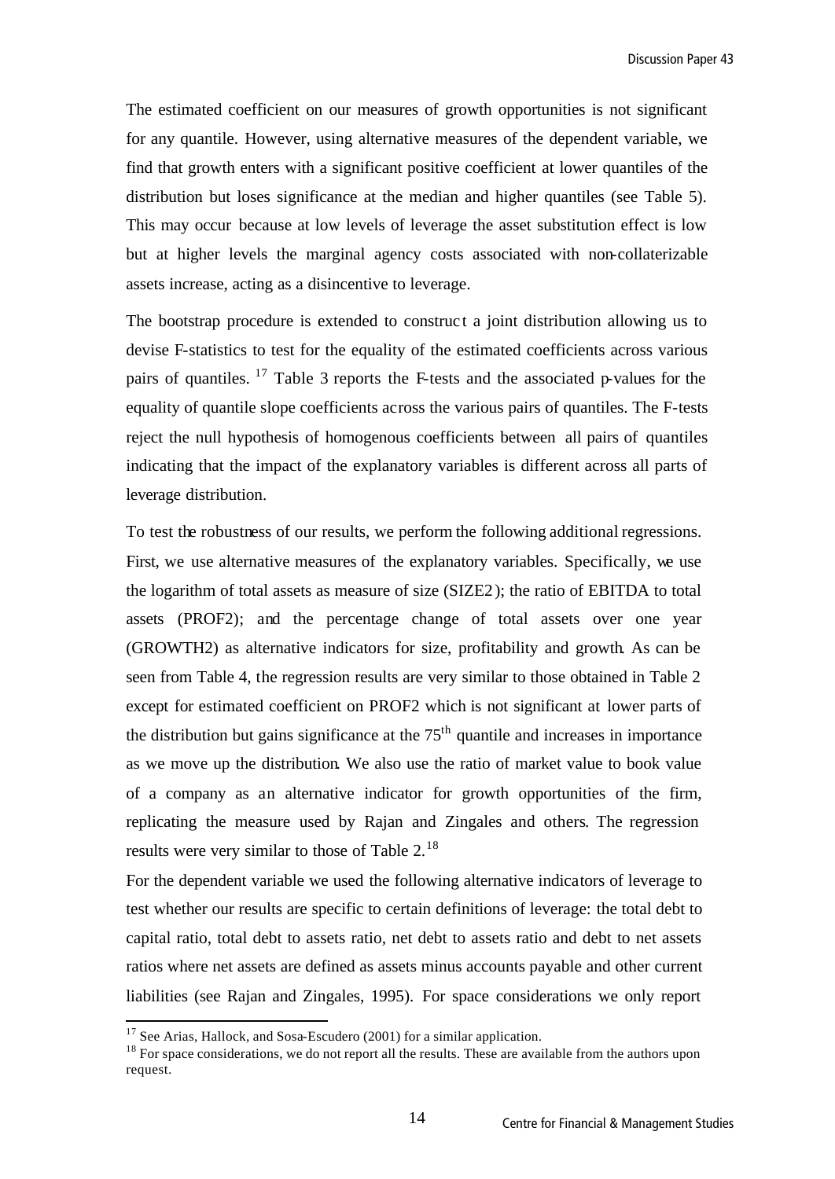The estimated coefficient on our measures of growth opportunities is not significant for any quantile. However, using alternative measures of the dependent variable, we find that growth enters with a significant positive coefficient at lower quantiles of the distribution but loses significance at the median and higher quantiles (see Table 5). This may occur because at low levels of leverage the asset substitution effect is low but at higher levels the marginal agency costs associated with non-collaterizable assets increase, acting as a disincentive to leverage.

The bootstrap procedure is extended to construct a joint distribution allowing us to devise F-statistics to test for the equality of the estimated coefficients across various pairs of quantiles. [17] Table 3 reports the F-tests and the associated p-values for the equality of quantile slope coefficients across the various pairs of quantiles. The F-tests reject the null hypothesis of homogenous coefficients between all pairs of quantiles indicating that the impact of the explanatory variables is different across all parts of leverage distribution.

To test the robustness of our results, we perform the following additional regressions. First, we use alternative measures of the explanatory variables. Specifically, we use the logarithm of total assets as measure of size (SIZE2); the ratio of EBITDA to total assets (PROF2); and the percentage change of total assets over one year (GROWTH2) as alternative indicators for size, profitability and growth. As can be seen from Table 4, the regression results are very similar to those obtained in Table 2 except for estimated coefficient on PROF2 which is not significant at lower parts of the distribution but gains significance at the 75th quantile and increases in importance as we move up the distribution. We also use the ratio of market value to book value of a company as an alternative indicator for growth opportunities of the firm, replicating the measure used by Rajan and Zingales and others. The regression results were very similar to those of Table 2. [18]

For the dependent variable we used the following alternative indicators of leverage to test whether our results are specific to certain definitions of leverage: the total debt to capital ratio, total debt to assets ratio, net debt to assets ratio and debt to net assets ratios where net assets are defined as assets minus accounts payable and other current liabilities (see Rajan and Zingales, 1995). For space considerations we only report

[17] See Arias, Hallock, and Sosa-Escudero (2001) for a similar application.

[18] For space considerations, we do not report all the results. These are available from the authors upon request.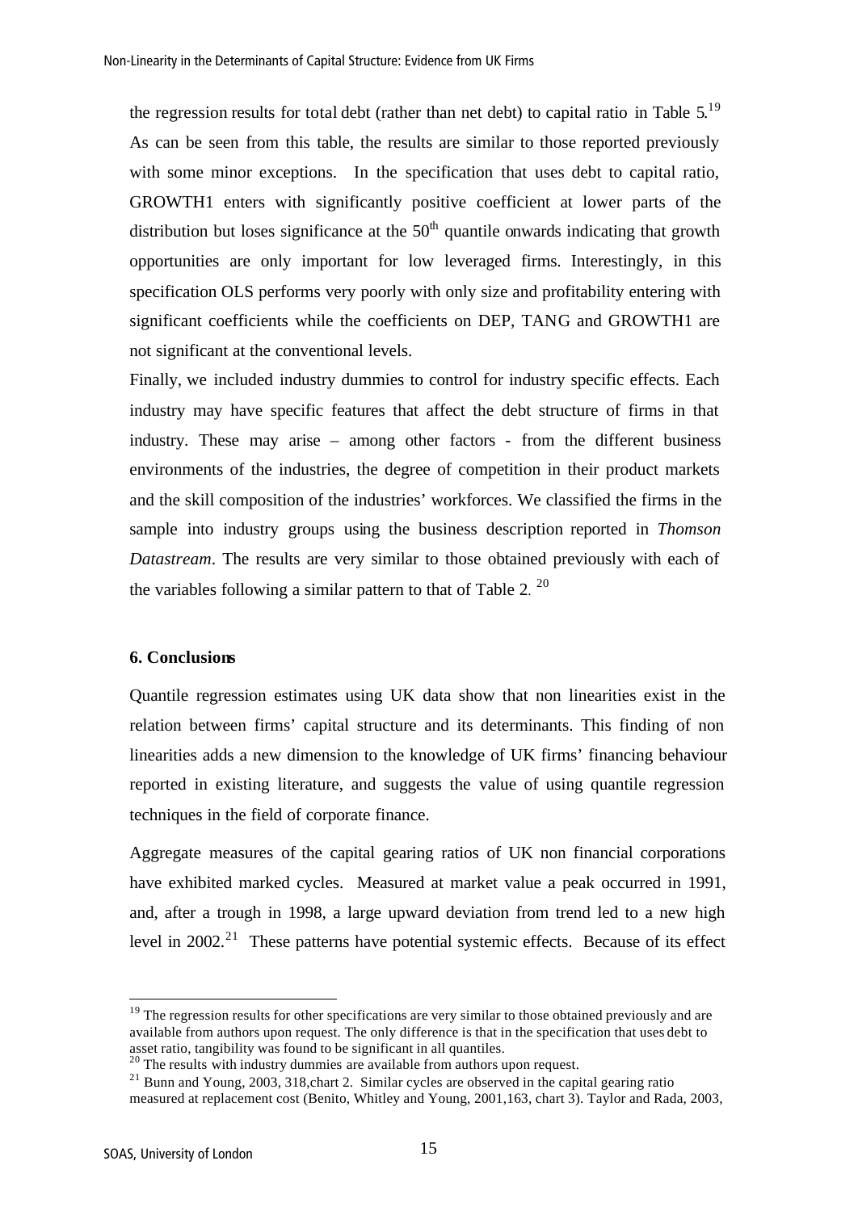the regression results for total debt (rather than net debt) to capital ratio in Table 5.[19] As can be seen from this table, the results are similar to those reported previously with some minor exceptions. In the specification that uses debt to capital ratio, GROWTH1 enters with significantly positive coefficient at lower parts of the distribution but loses significance at the 50$^{th}$ quantile onwards indicating that growth opportunities are only important for low leveraged firms. Interestingly, in this specification OLS performs very poorly with only size and profitability entering with significant coefficients while the coefficients on DEP, TANG and GROWTH1 are not significant at the conventional levels.

Finally, we included industry dummies to control for industry specific effects. Each industry may have specific features that affect the debt structure of firms in that industry. These may arise – among other factors - from the different business environments of the industries, the degree of competition in their product markets and the skill composition of the industries' workforces. We classified the firms in the sample into industry groups using the business description reported in *Thomson Datastream*. The results are very similar to those obtained previously with each of the variables following a similar pattern to that of Table 2. [20]

## 6. Conclusions

Quantile regression estimates using UK data show that non linearities exist in the relation between firms' capital structure and its determinants. This finding of non linearities adds a new dimension to the knowledge of UK firms' financing behaviour reported in existing literature, and suggests the value of using quantile regression techniques in the field of corporate finance.

Aggregate measures of the capital gearing ratios of UK non financial corporations have exhibited marked cycles. Measured at market value a peak occurred in 1991, and, after a trough in 1998, a large upward deviation from trend led to a new high level in 2002.[21] These patterns have potential systemic effects. Because of its effect

---

[19] The regression results for other specifications are very similar to those obtained previously and are available from authors upon request. The only difference is that in the specification that uses debt to asset ratio, tangibility was found to be significant in all quantiles.

[20] The results with industry dummies are available from authors upon request.

[21] Bunn and Young, 2003, 318,chart 2. Similar cycles are observed in the capital gearing ratio measured at replacement cost (Benito, Whitley and Young, 2001,163, chart 3). Taylor and Rada, 2003,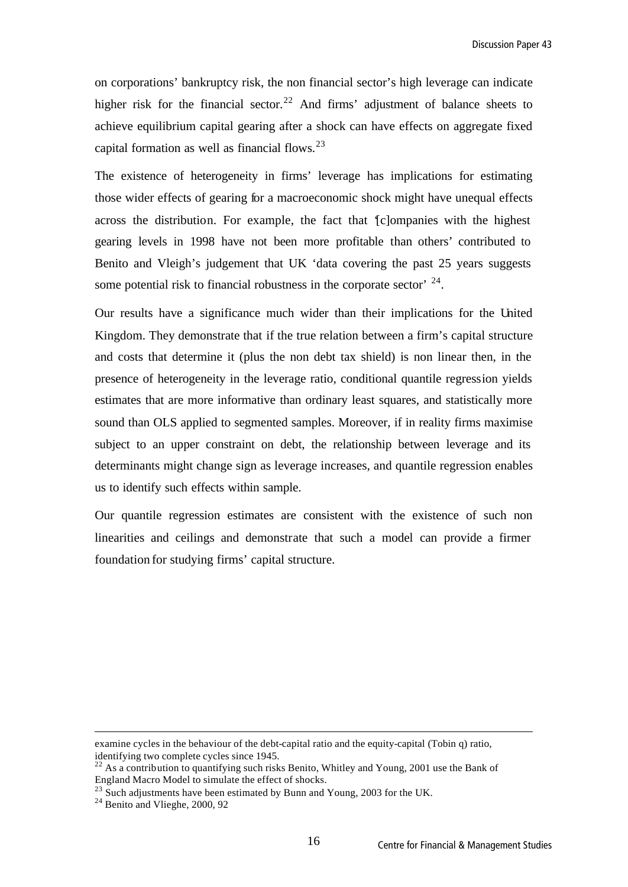on corporations' bankruptcy risk, the non financial sector's high leverage can indicate higher risk for the financial sector.[22] And firms' adjustment of balance sheets to achieve equilibrium capital gearing after a shock can have effects on aggregate fixed capital formation as well as financial flows.[23]

The existence of heterogeneity in firms' leverage has implications for estimating those wider effects of gearing for a macroeconomic shock might have unequal effects across the distribution. For example, the fact that '[c]ompanies with the highest gearing levels in 1998 have not been more profitable than others' contributed to Benito and Vleigh's judgement that UK 'data covering the past 25 years suggests some potential risk to financial robustness in the corporate sector' [24].

Our results have a significance much wider than their implications for the United Kingdom. They demonstrate that if the true relation between a firm's capital structure and costs that determine it (plus the non debt tax shield) is non linear then, in the presence of heterogeneity in the leverage ratio, conditional quantile regression yields estimates that are more informative than ordinary least squares, and statistically more sound than OLS applied to segmented samples. Moreover, if in reality firms maximise subject to an upper constraint on debt, the relationship between leverage and its determinants might change sign as leverage increases, and quantile regression enables us to identify such effects within sample.

Our quantile regression estimates are consistent with the existence of such non linearities and ceilings and demonstrate that such a model can provide a firmer foundation for studying firms' capital structure.

---

examine cycles in the behaviour of the debt-capital ratio and the equity-capital (Tobin q) ratio, identifying two complete cycles since 1945.

[22] As a contribution to quantifying such risks Benito, Whitley and Young, 2001 use the Bank of England Macro Model to simulate the effect of shocks.

[23] Such adjustments have been estimated by Bunn and Young, 2003 for the UK.

[24] Benito and Vlieghe, 2000, 92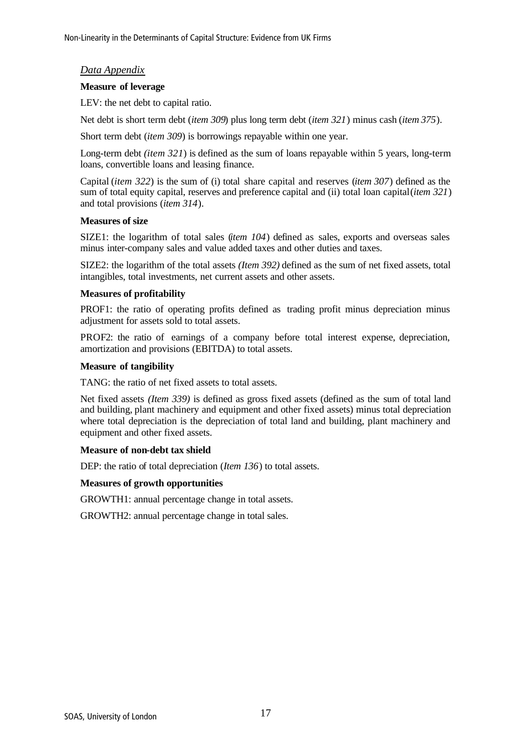## *Data Appendix*

**Measure of leverage**

LEV: the net debt to capital ratio.

Net debt is short term debt (*item 309*) plus long term debt (*item 321*) minus cash (*item 375*).

Short term debt (*item 309*) is borrowings repayable within one year.

Long-term debt *(item 321*) is defined as the sum of loans repayable within 5 years, long-term loans, convertible loans and leasing finance.

Capital (*item 322*) is the sum of (i) total share capital and reserves (*item 307*) defined as the sum of total equity capital, reserves and preference capital and (ii) total loan capital (*item 321*) and total provisions (*item 314*).

**Measures of size**

SIZE1: the logarithm of total sales (*item 104*) defined as sales, exports and overseas sales minus inter-company sales and value added taxes and other duties and taxes.

SIZE2: the logarithm of the total assets *(Item 392)* defined as the sum of net fixed assets, total intangibles, total investments, net current assets and other assets.

**Measures of profitability**

PROF1: the ratio of operating profits defined as trading profit minus depreciation minus adjustment for assets sold to total assets.

PROF2: the ratio of earnings of a company before total interest expense, depreciation, amortization and provisions (EBITDA) to total assets.

**Measure of tangibility**

TANG: the ratio of net fixed assets to total assets.

Net fixed assets *(Item 339)* is defined as gross fixed assets (defined as the sum of total land and building, plant machinery and equipment and other fixed assets) minus total depreciation where total depreciation is the depreciation of total land and building, plant machinery and equipment and other fixed assets.

**Measure of non-debt tax shield**

DEP: the ratio of total depreciation (*Item 136*) to total assets.

**Measures of growth opportunities**

GROWTH1: annual percentage change in total assets.

GROWTH2: annual percentage change in total sales.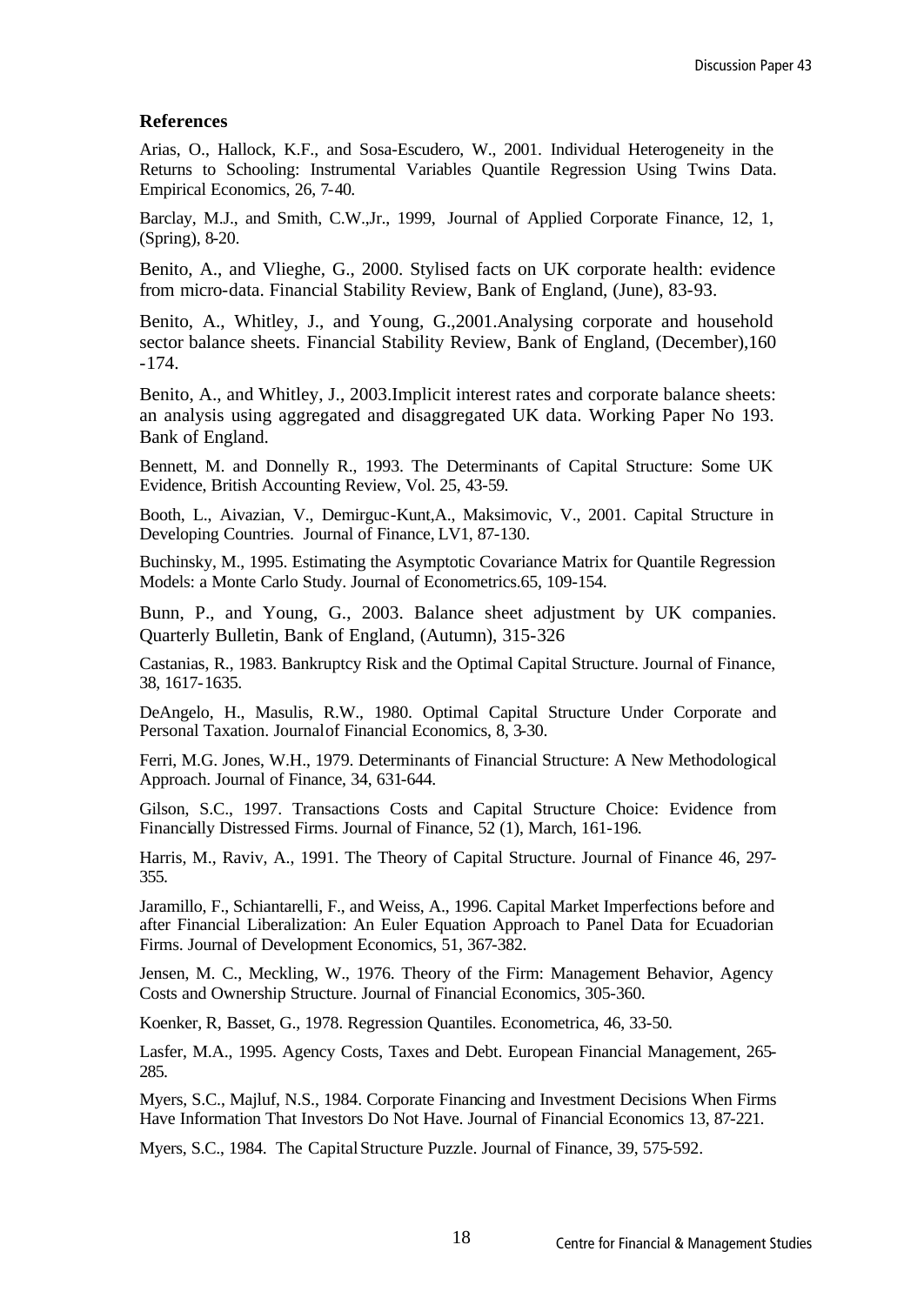### References

Arias, O., Hallock, K.F., and Sosa-Escudero, W., 2001. Individual Heterogeneity in the Returns to Schooling: Instrumental Variables Quantile Regression Using Twins Data. Empirical Economics, 26, 7-40.

Barclay, M.J., and Smith, C.W.,Jr., 1999, Journal of Applied Corporate Finance, 12, 1, (Spring), 8-20.

Benito, A., and Vlieghe, G., 2000. Stylised facts on UK corporate health: evidence from micro-data. Financial Stability Review, Bank of England, (June), 83-93.

Benito, A., Whitley, J., and Young, G.,2001.Analysing corporate and household sector balance sheets. Financial Stability Review, Bank of England, (December),160 -174.

Benito, A., and Whitley, J., 2003.Implicit interest rates and corporate balance sheets: an analysis using aggregated and disaggregated UK data. Working Paper No 193. Bank of England.

Bennett, M. and Donnelly R., 1993. The Determinants of Capital Structure: Some UK Evidence, British Accounting Review, Vol. 25, 43-59.

Booth, L., Aivazian, V., Demirguc-Kunt,A., Maksimovic, V., 2001. Capital Structure in Developing Countries. Journal of Finance, LV1, 87-130.

Buchinsky, M., 1995. Estimating the Asymptotic Covariance Matrix for Quantile Regression Models: a Monte Carlo Study. Journal of Econometrics.65, 109-154.

Bunn, P., and Young, G., 2003. Balance sheet adjustment by UK companies. Quarterly Bulletin, Bank of England, (Autumn), 315-326

Castanias, R., 1983. Bankruptcy Risk and the Optimal Capital Structure. Journal of Finance, 38, 1617-1635.

DeAngelo, H., Masulis, R.W., 1980. Optimal Capital Structure Under Corporate and Personal Taxation. Journalof Financial Economics, 8, 3-30.

Ferri, M.G. Jones, W.H., 1979. Determinants of Financial Structure: A New Methodological Approach. Journal of Finance, 34, 631-644.

Gilson, S.C., 1997. Transactions Costs and Capital Structure Choice: Evidence from Financially Distressed Firms. Journal of Finance, 52 (1), March, 161-196.

Harris, M., Raviv, A., 1991. The Theory of Capital Structure. Journal of Finance 46, 297-355.

Jaramillo, F., Schiantarelli, F., and Weiss, A., 1996. Capital Market Imperfections before and after Financial Liberalization: An Euler Equation Approach to Panel Data for Ecuadorian Firms. Journal of Development Economics, 51, 367-382.

Jensen, M. C., Meckling, W., 1976. Theory of the Firm: Management Behavior, Agency Costs and Ownership Structure. Journal of Financial Economics, 305-360.

Koenker, R, Basset, G., 1978. Regression Quantiles. Econometrica, 46, 33-50.

Lasfer, M.A., 1995. Agency Costs, Taxes and Debt. European Financial Management, 265-285.

Myers, S.C., Majluf, N.S., 1984. Corporate Financing and Investment Decisions When Firms Have Information That Investors Do Not Have. Journal of Financial Economics 13, 87-221.

Myers, S.C., 1984. The Capital Structure Puzzle. Journal of Finance, 39, 575-592.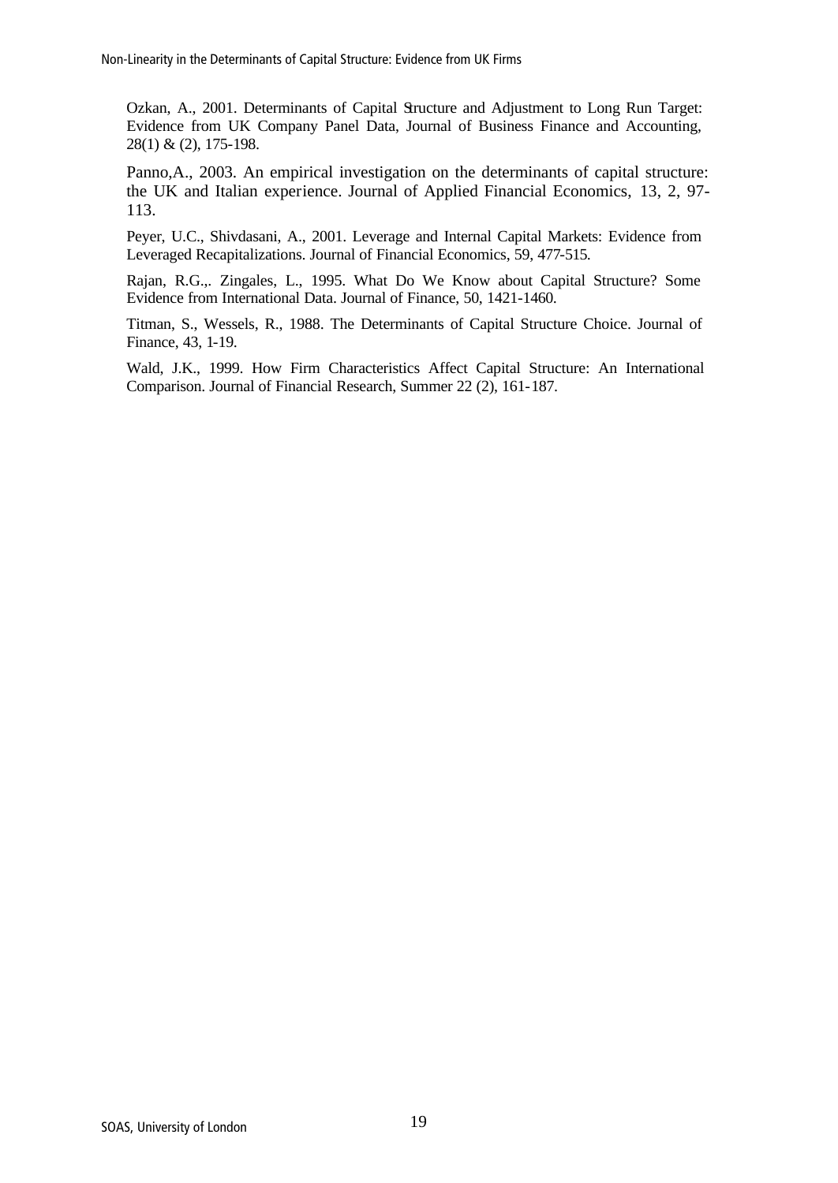Ozkan, A., 2001. Determinants of Capital Structure and Adjustment to Long Run Target: Evidence from UK Company Panel Data, Journal of Business Finance and Accounting, 28(1) & (2), 175-198.

Panno,A., 2003. An empirical investigation on the determinants of capital structure: the UK and Italian experience. Journal of Applied Financial Economics, 13, 2, 97-113.

Peyer, U.C., Shivdasani, A., 2001. Leverage and Internal Capital Markets: Evidence from Leveraged Recapitalizations. Journal of Financial Economics, 59, 477-515.

Rajan, R.G.,. Zingales, L., 1995. What Do We Know about Capital Structure? Some Evidence from International Data. Journal of Finance, 50, 1421-1460.

Titman, S., Wessels, R., 1988. The Determinants of Capital Structure Choice. Journal of Finance, 43, 1-19.

Wald, J.K., 1999. How Firm Characteristics Affect Capital Structure: An International Comparison. Journal of Financial Research, Summer 22 (2), 161-187.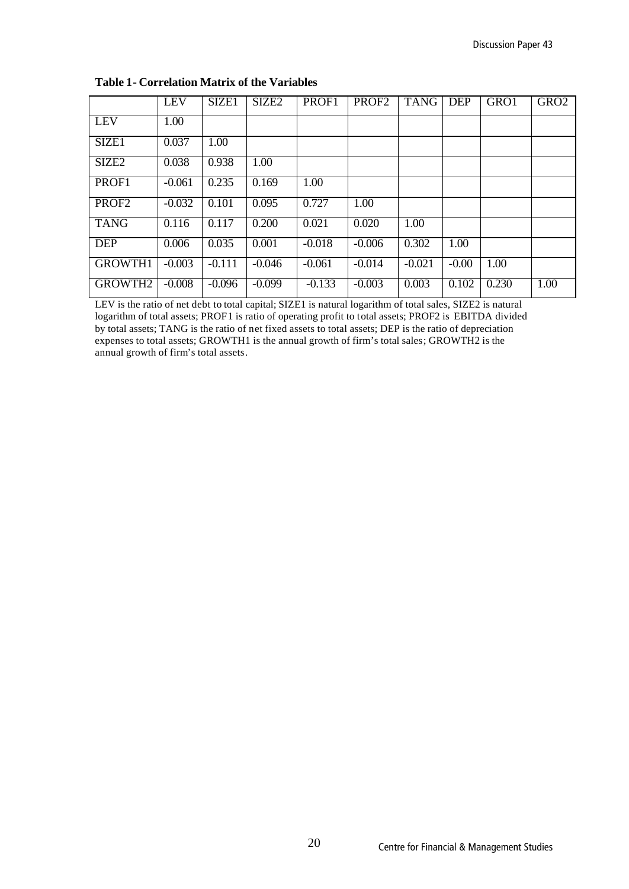**Table 1- Correlation Matrix of the Variables**

| | LEV | SIZE1 | SIZE2 | PROF1 | PROF2 | TANG | DEP | GRO1 | GRO2 |
|---|---|---|---|---|---|---|---|---|---|
| LEV | 1.00 | | | | | | | | |
| SIZE1 | 0.037 | 1.00 | | | | | | | |
| SIZE2 | 0.038 | 0.938 | 1.00 | | | | | | |
| PROF1 | -0.061 | 0.235 | 0.169 | 1.00 | | | | | |
| PROF2 | -0.032 | 0.101 | 0.095 | 0.727 | 1.00 | | | | |
| TANG | 0.116 | 0.117 | 0.200 | 0.021 | 0.020 | 1.00 | | | |
| DEP | 0.006 | 0.035 | 0.001 | -0.018 | -0.006 | 0.302 | 1.00 | | |
| GROWTH1 | -0.003 | -0.111 | -0.046 | -0.061 | -0.014 | -0.021 | -0.00 | 1.00 | |
| GROWTH2 | -0.008 | -0.096 | -0.099 | -0.133 | -0.003 | 0.003 | 0.102 | 0.230 | 1.00 |

LEV is the ratio of net debt to total capital; SIZE1 is natural logarithm of total sales, SIZE2 is natural logarithm of total assets; PROF1 is ratio of operating profit to total assets; PROF2 is EBITDA divided by total assets; TANG is the ratio of net fixed assets to total assets; DEP is the ratio of depreciation expenses to total assets; GROWTH1 is the annual growth of firm's total sales; GROWTH2 is the annual growth of firm's total assets.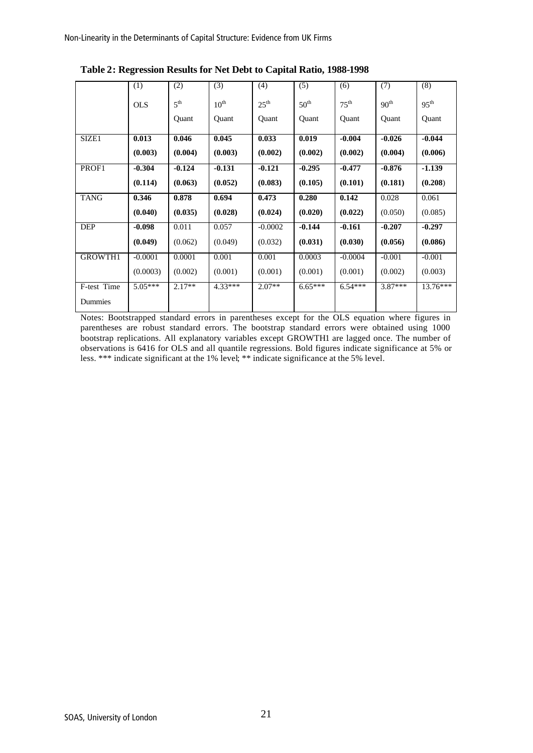**Table 2: Regression Results for Net Debt to Capital Ratio, 1988-1998**

| | (1)<br>OLS | (2)<br>5th Quant | (3)<br>10th Quant | (4)<br>25th Quant | (5)<br>50th Quant | (6)<br>75th Quant | (7)<br>90th Quant | (8)<br>95th Quant |
|---|---|---|---|---|---|---|---|---|
| SIZE1 | **0.013**<br>**(0.003)** | **0.046**<br>**(0.004)** | **0.045**<br>**(0.003)** | **0.033**<br>**(0.002)** | **0.019**<br>**(0.002)** | **-0.004**<br>**(0.002)** | **-0.026**<br>**(0.004)** | **-0.044**<br>**(0.006)** |
| PROF1 | **-0.304**<br>**(0.114)** | **-0.124**<br>**(0.063)** | **-0.131**<br>**(0.052)** | **-0.121**<br>**(0.083)** | **-0.295**<br>**(0.105)** | **-0.477**<br>**(0.101)** | **-0.876**<br>**(0.181)** | **-1.139**<br>**(0.208)** |
| TANG | **0.346**<br>**(0.040)** | **0.878**<br>**(0.035)** | **0.694**<br>**(0.028)** | **0.473**<br>**(0.024)** | **0.280**<br>**(0.020)** | **0.142**<br>**(0.022)** | 0.028<br>(0.050) | 0.061<br>(0.085) |
| DEP | **-0.098**<br>**(0.049)** | 0.011<br>(0.062) | 0.057<br>(0.049) | -0.0002<br>(0.032) | **-0.144**<br>**(0.031)** | **-0.161**<br>**(0.030)** | **-0.207**<br>**(0.056)** | **-0.297**<br>**(0.086)** |
| GROWTH1 | -0.0001<br>(0.0003) | 0.0001<br>(0.002) | 0.001<br>(0.001) | 0.001<br>(0.001) | 0.0003<br>(0.001) | -0.0004<br>(0.001) | -0.001<br>(0.002) | -0.001<br>(0.003) |
| F-test Time Dummies | 5.05*** | 2.17** | 4.33*** | 2.07** | 6.65*** | 6.54*** | 3.87*** | 13.76*** |

Notes: Bootstrapped standard errors in parentheses except for the OLS equation where figures in parentheses are robust standard errors. The bootstrap standard errors were obtained using 1000 bootstrap replications. All explanatory variables except GROWTH1 are lagged once. The number of observations is 6416 for OLS and all quantile regressions. Bold figures indicate significance at 5% or less. *** indicate significant at the 1% level; ** indicate significance at the 5% level.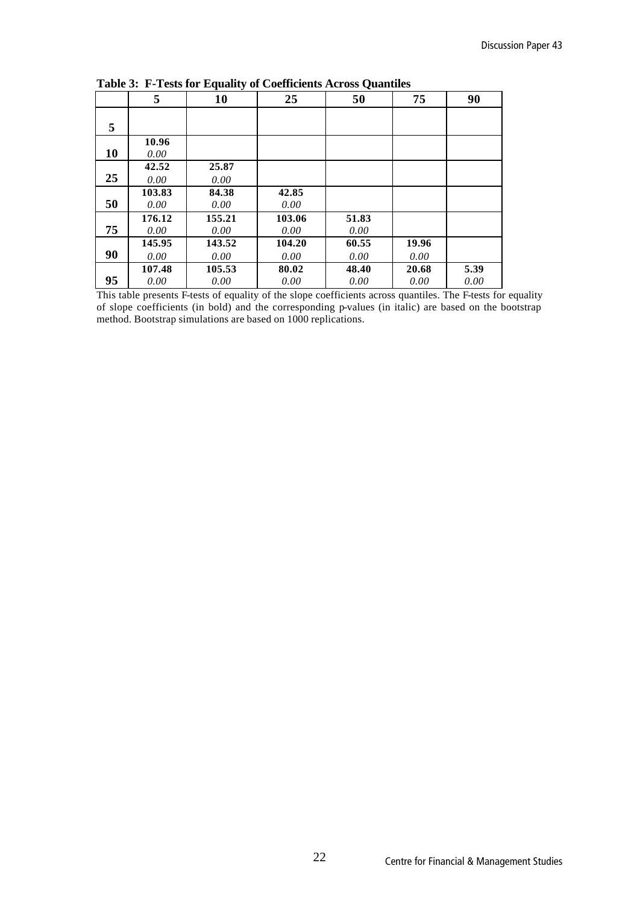**Table 3: F-Tests for Equality of Coefficients Across Quantiles**

| | 5 | 10 | 25 | 50 | 75 | 90 |
|---|---|---|---|---|---|---|
| **5** | | | | | | |
| **10** | **10.96**<br>*0.00* | | | | | |
| **25** | **42.52**<br>*0.00* | **25.87**<br>*0.00* | | | | |
| **50** | **103.83**<br>*0.00* | **84.38**<br>*0.00* | **42.85**<br>*0.00* | | | |
| **75** | **176.12**<br>*0.00* | **155.21**<br>*0.00* | **103.06**<br>*0.00* | **51.83**<br>*0.00* | | |
| **90** | **145.95**<br>*0.00* | **143.52**<br>*0.00* | **104.20**<br>*0.00* | **60.55**<br>*0.00* | **19.96**<br>*0.00* | |
| **95** | **107.48**<br>*0.00* | **105.53**<br>*0.00* | **80.02**<br>*0.00* | **48.40**<br>*0.00* | **20.68**<br>*0.00* | **5.39**<br>*0.00* |

This table presents F-tests of equality of the slope coefficients across quantiles. The F-tests for equality of slope coefficients (in bold) and the corresponding p-values (in italic) are based on the bootstrap method. Bootstrap simulations are based on 1000 replications.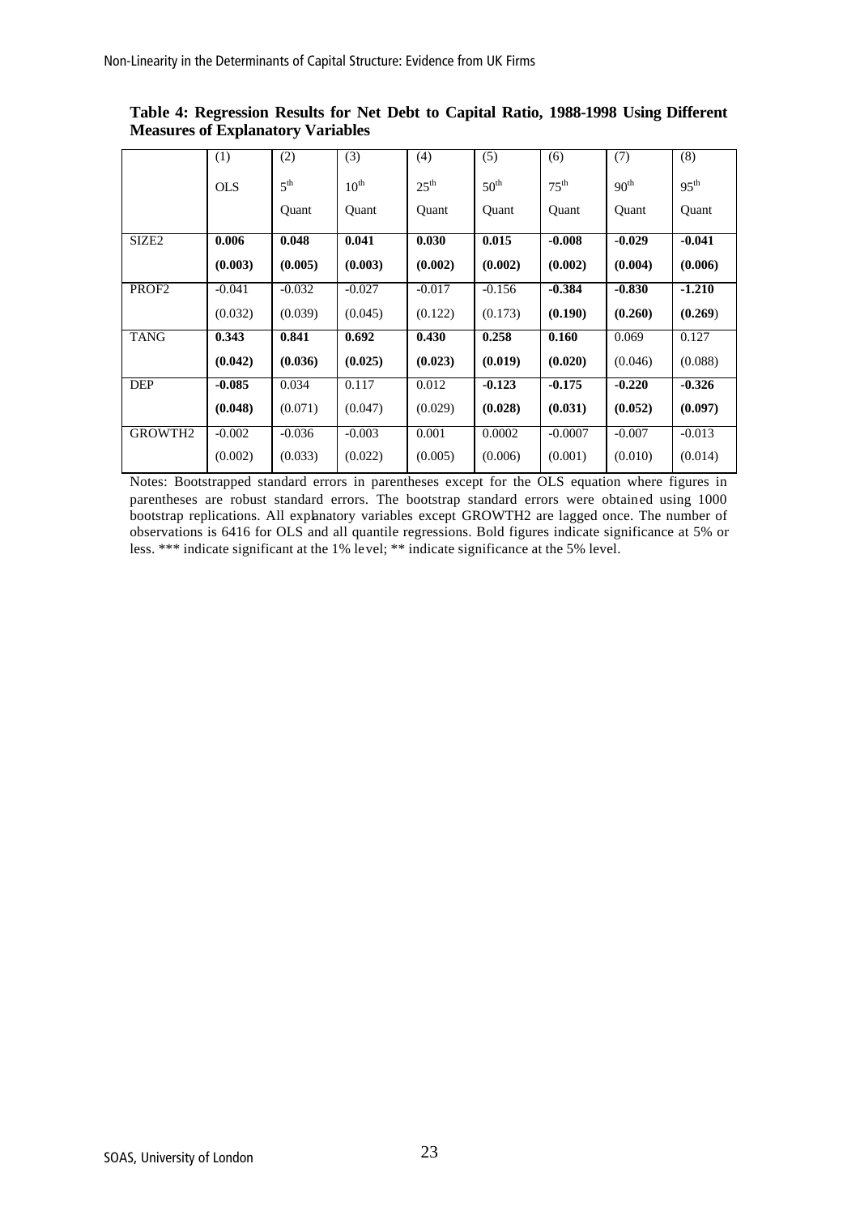**Table 4: Regression Results for Net Debt to Capital Ratio, 1988-1998 Using Different Measures of Explanatory Variables**

| | (1) OLS | (2) $5^{th}$ Quant | (3) $10^{th}$ Quant | (4) $25^{th}$ Quant | (5) $50^{th}$ Quant | (6) $75^{th}$ Quant | (7) $90^{th}$ Quant | (8) $95^{th}$ Quant |
|---|---|---|---|---|---|---|---|---|
| SIZE2 | **0.006** | **0.048** | **0.041** | **0.030** | **0.015** | **-0.008** | **-0.029** | **-0.041** |
| | **(0.003)** | **(0.005)** | **(0.003)** | **(0.002)** | **(0.002)** | **(0.002)** | **(0.004)** | **(0.006)** |
| PROF2 | -0.041 | -0.032 | -0.027 | -0.017 | -0.156 | **-0.384** | **-0.830** | **-1.210** |
| | (0.032) | (0.039) | (0.045) | (0.122) | (0.173) | **(0.190)** | **(0.260)** | **(0.269)** |
| TANG | **0.343** | **0.841** | **0.692** | **0.430** | **0.258** | **0.160** | 0.069 | 0.127 |
| | **(0.042)** | **(0.036)** | **(0.025)** | **(0.023)** | **(0.019)** | **(0.020)** | (0.046) | (0.088) |
| DEP | **-0.085** | 0.034 | 0.117 | 0.012 | **-0.123** | **-0.175** | **-0.220** | **-0.326** |
| | **(0.048)** | (0.071) | (0.047) | (0.029) | **(0.028)** | **(0.031)** | **(0.052)** | **(0.097)** |
| GROWTH2 | -0.002 | -0.036 | -0.003 | 0.001 | 0.0002 | -0.0007 | -0.007 | -0.013 |
| | (0.002) | (0.033) | (0.022) | (0.005) | (0.006) | (0.001) | (0.010) | (0.014) |

Notes: Bootstrapped standard errors in parentheses except for the OLS equation where figures in parentheses are robust standard errors. The bootstrap standard errors were obtained using 1000 bootstrap replications. All explanatory variables except GROWTH2 are lagged once. The number of observations is 6416 for OLS and all quantile regressions. Bold figures indicate significance at 5% or less. *** indicate significant at the 1% level; ** indicate significance at the 5% level.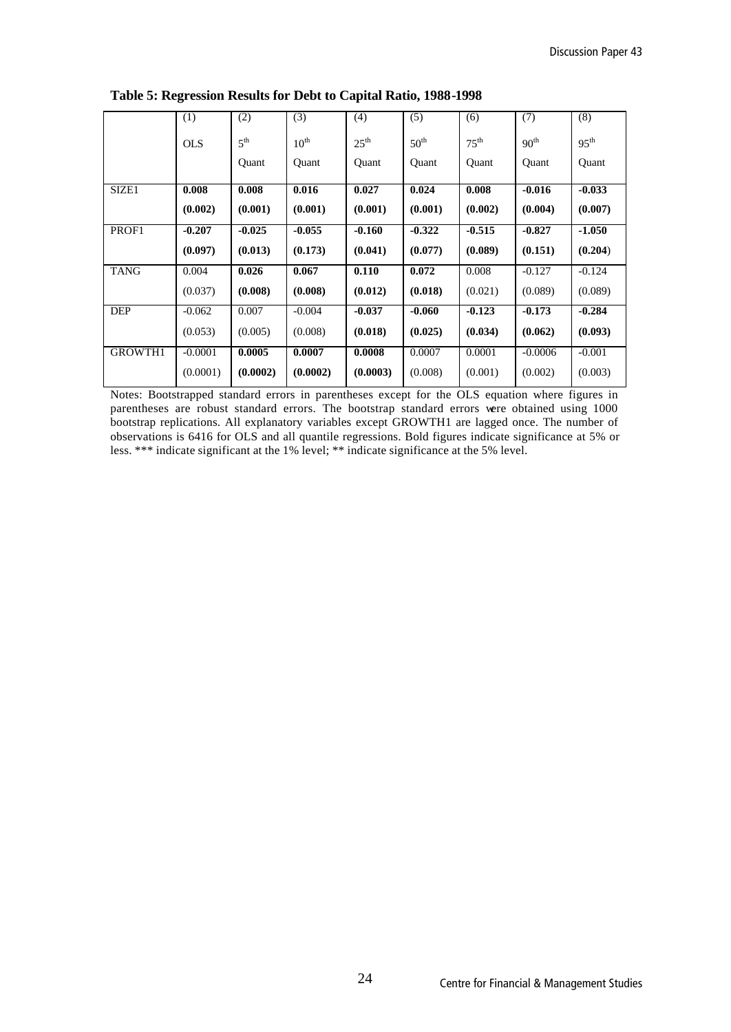**Table 5: Regression Results for Debt to Capital Ratio, 1988-1998**

| | (1) OLS | (2) $5^{th}$ Quant | (3) $10^{th}$ Quant | (4) $25^{th}$ Quant | (5) $50^{th}$ Quant | (6) $75^{th}$ Quant | (7) $90^{th}$ Quant | (8) $95^{th}$ Quant |
|---|---|---|---|---|---|---|---|---|
| SIZE1 | **0.008** | **0.008** | **0.016** | **0.027** | **0.024** | **0.008** | **-0.016** | **-0.033** |
| | **(0.002)** | **(0.001)** | **(0.001)** | **(0.001)** | **(0.001)** | **(0.002)** | **(0.004)** | **(0.007)** |
| PROF1 | **-0.207** | **-0.025** | **-0.055** | **-0.160** | **-0.322** | **-0.515** | **-0.827** | **-1.050** |
| | **(0.097)** | **(0.013)** | **(0.173)** | **(0.041)** | **(0.077)** | **(0.089)** | **(0.151)** | **(0.204)** |
| TANG | 0.004 | **0.026** | **0.067** | **0.110** | **0.072** | 0.008 | -0.127 | -0.124 |
| | (0.037) | **(0.008)** | **(0.008)** | **(0.012)** | **(0.018)** | (0.021) | (0.089) | (0.089) |
| DEP | -0.062 | 0.007 | -0.004 | **-0.037** | **-0.060** | **-0.123** | **-0.173** | **-0.284** |
| | (0.053) | (0.005) | (0.008) | **(0.018)** | **(0.025)** | **(0.034)** | **(0.062)** | **(0.093)** |
| GROWTH1 | -0.0001 | **0.0005** | **0.0007** | **0.0008** | 0.0007 | 0.0001 | -0.0006 | -0.001 |
| | (0.0001) | **(0.0002)** | **(0.0002)** | **(0.0003)** | (0.008) | (0.001) | (0.002) | (0.003) |

Notes: Bootstrapped standard errors in parentheses except for the OLS equation where figures in parentheses are robust standard errors. The bootstrap standard errors were obtained using 1000 bootstrap replications. All explanatory variables except GROWTH1 are lagged once. The number of observations is 6416 for OLS and all quantile regressions. Bold figures indicate significance at 5% or less. *** indicate significant at the 1% level; ** indicate significance at the 5% level.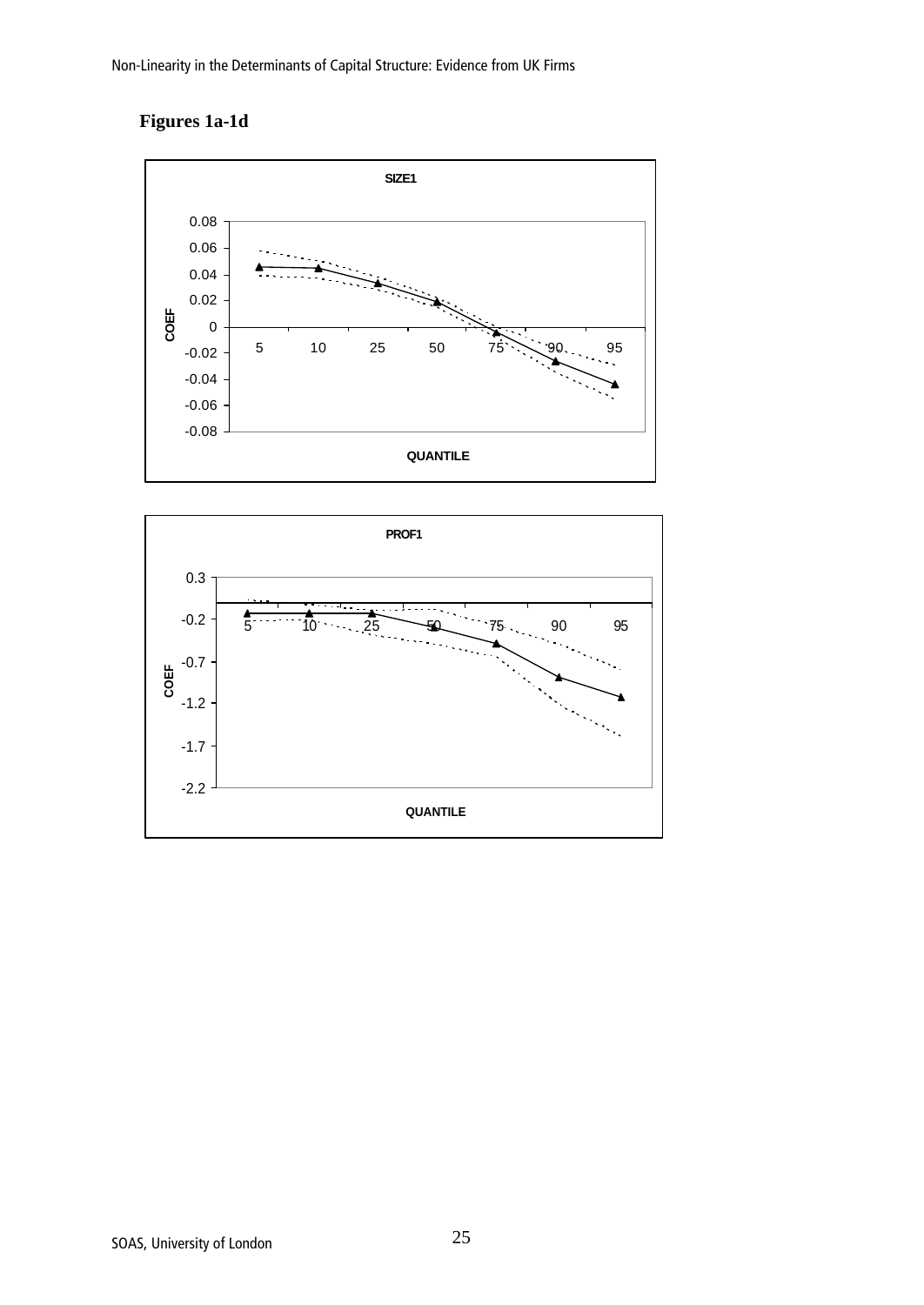**Figures 1a-1d**

SIZE1

| QUANTILE | 5 | 10 | 25 | 50 | 75 | 90 | 95 |
|---|---|---|---|---|---|---|---|

COEF axis: 0.08, 0.06, 0.04, 0.02, 0, -0.02, -0.04, -0.06, -0.08

PROF1

| QUANTILE | 5 | 10 | 25 | 50 | 75 | 90 | 95 |
|---|---|---|---|---|---|---|---|

COEF axis: 0.3, -0.2, -0.7, -1.2, -1.7, -2.2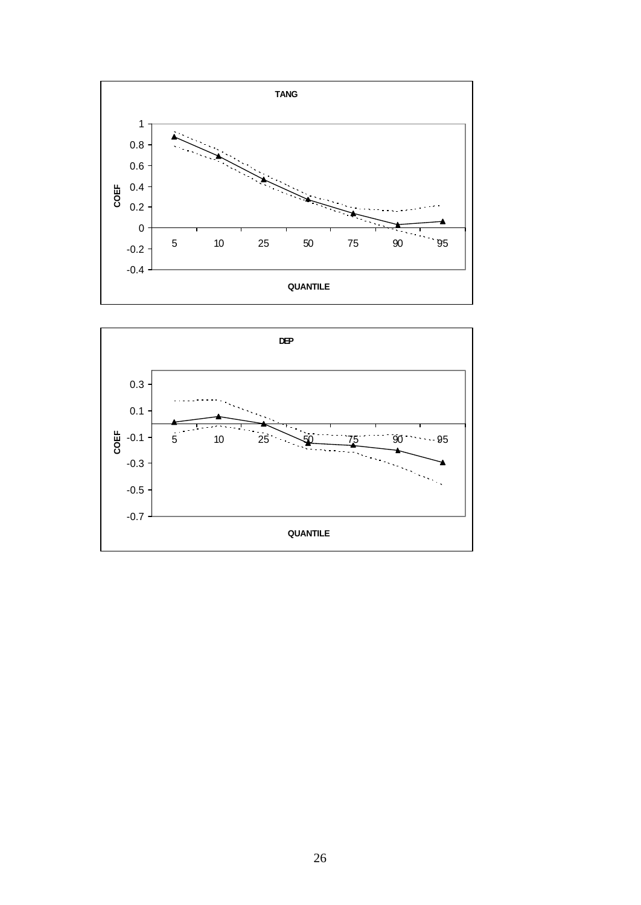TANG

1
0.8
0.6
0.4
0.2
0
-0.2
-0.4

COEF

5 10 25 50 75 90 95

QUANTILE

DEP

0.3
0.1
-0.1
-0.3
-0.5
-0.7

COEF

5 10 25 50 75 90 95

QUANTILE